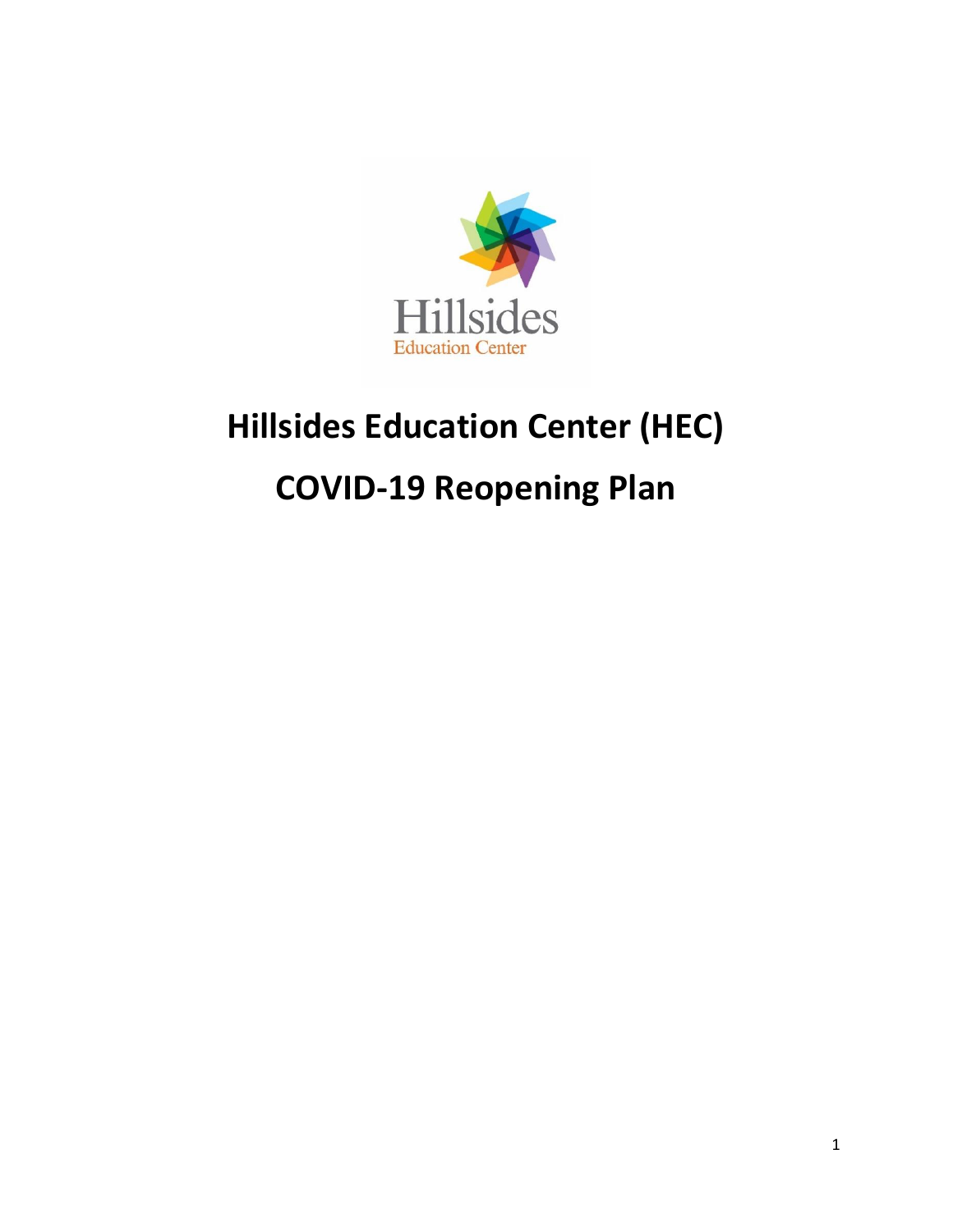Hillsides

Education Center

# Hillsides Education Center (HEC)

# COVID-19 Reopening Plan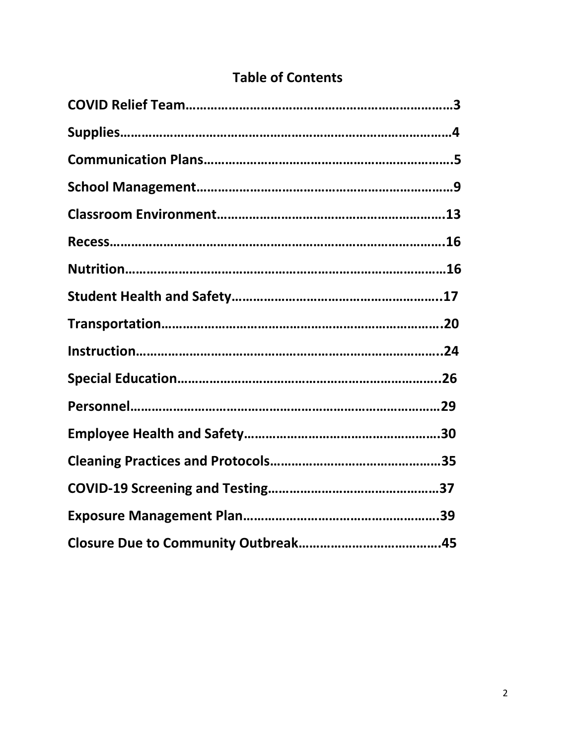## Table of Contents

**COVID Relief Team……………………………………………………………3**

**Supplies…………………………………………………………………………4**

**Communication Plans……………………………………………………….5**

**School Management…………………………………………………………9**

**Classroom Environment…………………………………………………….13**

**Recess………………………………………………………………………….16**

**Nutrition………………………………………………………………………16**

**Student Health and Safety…………………………………………………..17**

**Transportation…………………………………………………………………20**

**Instruction……………………………………………………………………..24**

**Special Education……………………………………………………………..26**

**Personnel………………………………………………………………………29**

**Employee Health and Safety……………………………………………….30**

**Cleaning Practices and Protocols…………………………………………35**

**COVID-19 Screening and Testing…………………………………………37**

**Exposure Management Plan………………………………………………..39**

**Closure Due to Community Outbreak…………………………………45**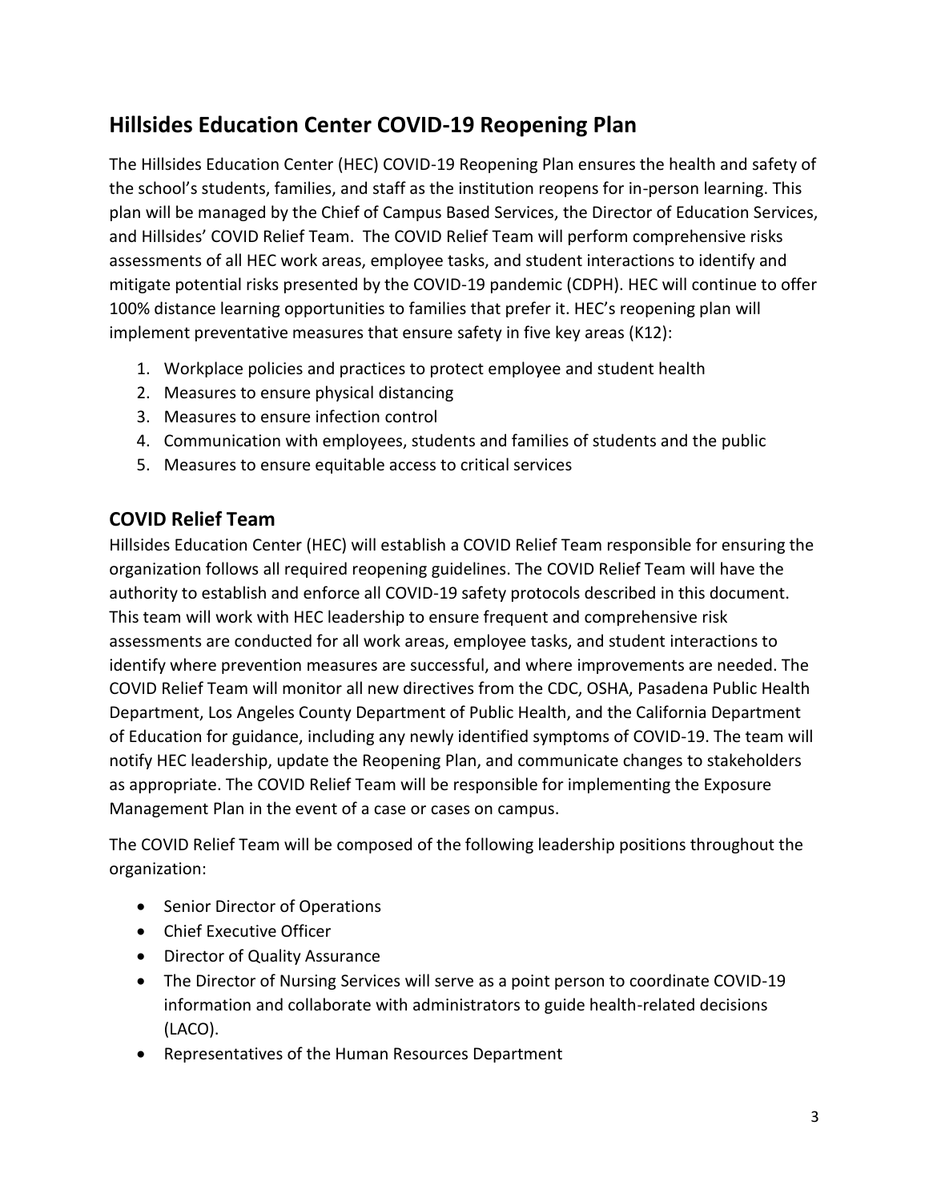## Hillsides Education Center COVID-19 Reopening Plan

The Hillsides Education Center (HEC) COVID-19 Reopening Plan ensures the health and safety of the school's students, families, and staff as the institution reopens for in-person learning. This plan will be managed by the Chief of Campus Based Services, the Director of Education Services, and Hillsides' COVID Relief Team. The COVID Relief Team will perform comprehensive risks assessments of all HEC work areas, employee tasks, and student interactions to identify and mitigate potential risks presented by the COVID-19 pandemic (CDPH). HEC will continue to offer 100% distance learning opportunities to families that prefer it. HEC's reopening plan will implement preventative measures that ensure safety in five key areas (K12):

1. Workplace policies and practices to protect employee and student health
2. Measures to ensure physical distancing
3. Measures to ensure infection control
4. Communication with employees, students and families of students and the public
5. Measures to ensure equitable access to critical services

### COVID Relief Team

Hillsides Education Center (HEC) will establish a COVID Relief Team responsible for ensuring the organization follows all required reopening guidelines. The COVID Relief Team will have the authority to establish and enforce all COVID-19 safety protocols described in this document. This team will work with HEC leadership to ensure frequent and comprehensive risk assessments are conducted for all work areas, employee tasks, and student interactions to identify where prevention measures are successful, and where improvements are needed. The COVID Relief Team will monitor all new directives from the CDC, OSHA, Pasadena Public Health Department, Los Angeles County Department of Public Health, and the California Department of Education for guidance, including any newly identified symptoms of COVID-19. The team will notify HEC leadership, update the Reopening Plan, and communicate changes to stakeholders as appropriate. The COVID Relief Team will be responsible for implementing the Exposure Management Plan in the event of a case or cases on campus.

The COVID Relief Team will be composed of the following leadership positions throughout the organization:

- Senior Director of Operations
- Chief Executive Officer
- Director of Quality Assurance
- The Director of Nursing Services will serve as a point person to coordinate COVID-19 information and collaborate with administrators to guide health-related decisions (LACO).
- Representatives of the Human Resources Department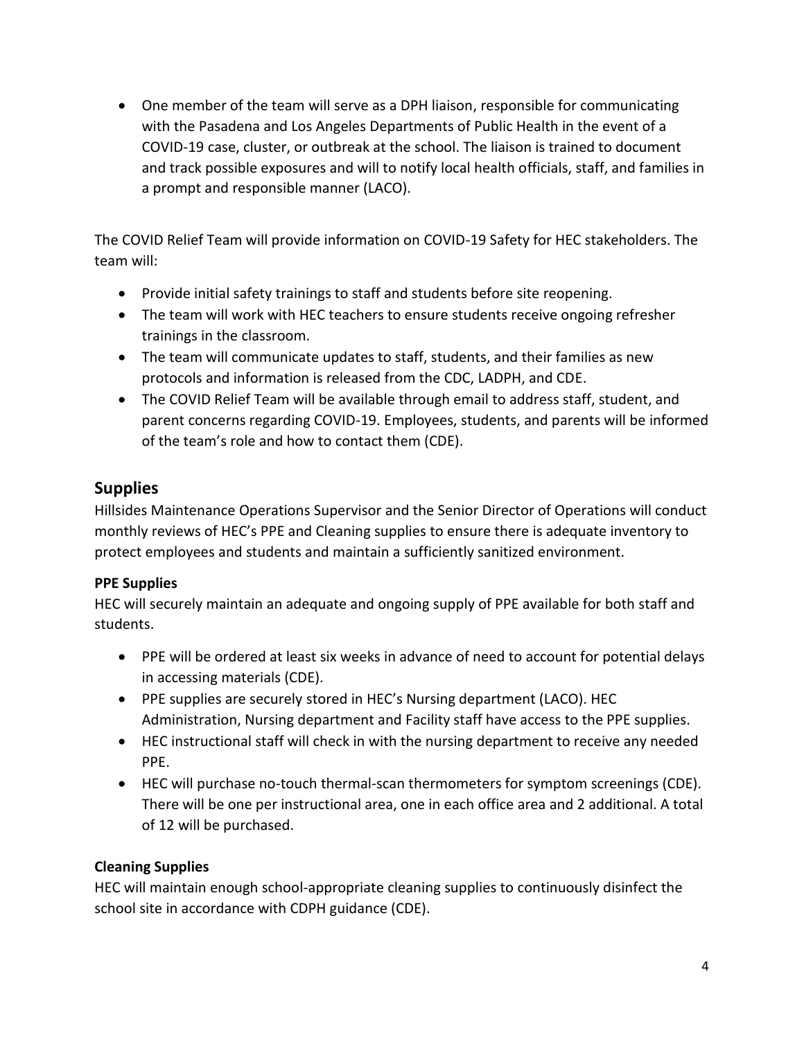- One member of the team will serve as a DPH liaison, responsible for communicating with the Pasadena and Los Angeles Departments of Public Health in the event of a COVID-19 case, cluster, or outbreak at the school. The liaison is trained to document and track possible exposures and will to notify local health officials, staff, and families in a prompt and responsible manner (LACO).

The COVID Relief Team will provide information on COVID-19 Safety for HEC stakeholders. The team will:

- Provide initial safety trainings to staff and students before site reopening.
- The team will work with HEC teachers to ensure students receive ongoing refresher trainings in the classroom.
- The team will communicate updates to staff, students, and their families as new protocols and information is released from the CDC, LADPH, and CDE.
- The COVID Relief Team will be available through email to address staff, student, and parent concerns regarding COVID-19. Employees, students, and parents will be informed of the team's role and how to contact them (CDE).

## Supplies

Hillsides Maintenance Operations Supervisor and the Senior Director of Operations will conduct monthly reviews of HEC's PPE and Cleaning supplies to ensure there is adequate inventory to protect employees and students and maintain a sufficiently sanitized environment.

### PPE Supplies

HEC will securely maintain an adequate and ongoing supply of PPE available for both staff and students.

- PPE will be ordered at least six weeks in advance of need to account for potential delays in accessing materials (CDE).
- PPE supplies are securely stored in HEC's Nursing department (LACO). HEC Administration, Nursing department and Facility staff have access to the PPE supplies.
- HEC instructional staff will check in with the nursing department to receive any needed PPE.
- HEC will purchase no-touch thermal-scan thermometers for symptom screenings (CDE). There will be one per instructional area, one in each office area and 2 additional. A total of 12 will be purchased.

### Cleaning Supplies

HEC will maintain enough school-appropriate cleaning supplies to continuously disinfect the school site in accordance with CDPH guidance (CDE).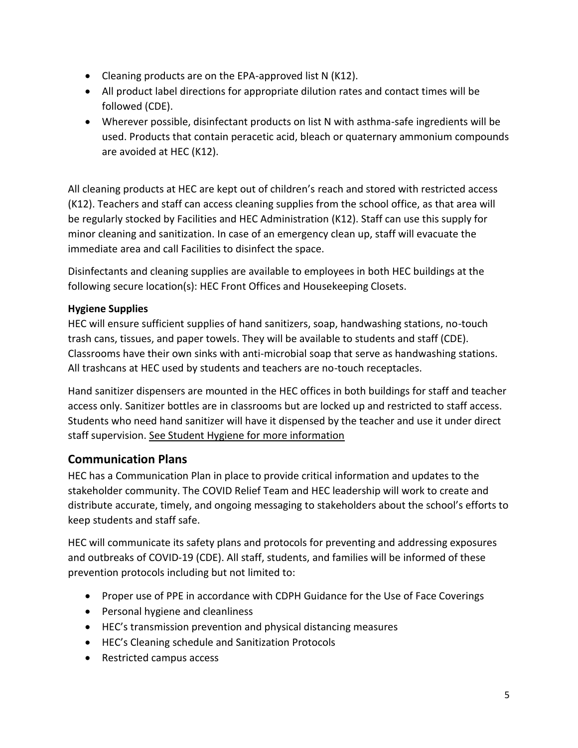- Cleaning products are on the EPA-approved list N (K12).
- All product label directions for appropriate dilution rates and contact times will be followed (CDE).
- Wherever possible, disinfectant products on list N with asthma-safe ingredients will be used. Products that contain peracetic acid, bleach or quaternary ammonium compounds are avoided at HEC (K12).

All cleaning products at HEC are kept out of children's reach and stored with restricted access (K12). Teachers and staff can access cleaning supplies from the school office, as that area will be regularly stocked by Facilities and HEC Administration (K12). Staff can use this supply for minor cleaning and sanitization. In case of an emergency clean up, staff will evacuate the immediate area and call Facilities to disinfect the space.

Disinfectants and cleaning supplies are available to employees in both HEC buildings at the following secure location(s): HEC Front Offices and Housekeeping Closets.

### Hygiene Supplies

HEC will ensure sufficient supplies of hand sanitizers, soap, handwashing stations, no-touch trash cans, tissues, and paper towels. They will be available to students and staff (CDE). Classrooms have their own sinks with anti-microbial soap that serve as handwashing stations. All trashcans at HEC used by students and teachers are no-touch receptacles.

Hand sanitizer dispensers are mounted in the HEC offices in both buildings for staff and teacher access only. Sanitizer bottles are in classrooms but are locked up and restricted to staff access. Students who need hand sanitizer will have it dispensed by the teacher and use it under direct staff supervision. See Student Hygiene for more information

## Communication Plans

HEC has a Communication Plan in place to provide critical information and updates to the stakeholder community. The COVID Relief Team and HEC leadership will work to create and distribute accurate, timely, and ongoing messaging to stakeholders about the school's efforts to keep students and staff safe.

HEC will communicate its safety plans and protocols for preventing and addressing exposures and outbreaks of COVID-19 (CDE). All staff, students, and families will be informed of these prevention protocols including but not limited to:

- Proper use of PPE in accordance with CDPH Guidance for the Use of Face Coverings
- Personal hygiene and cleanliness
- HEC's transmission prevention and physical distancing measures
- HEC's Cleaning schedule and Sanitization Protocols
- Restricted campus access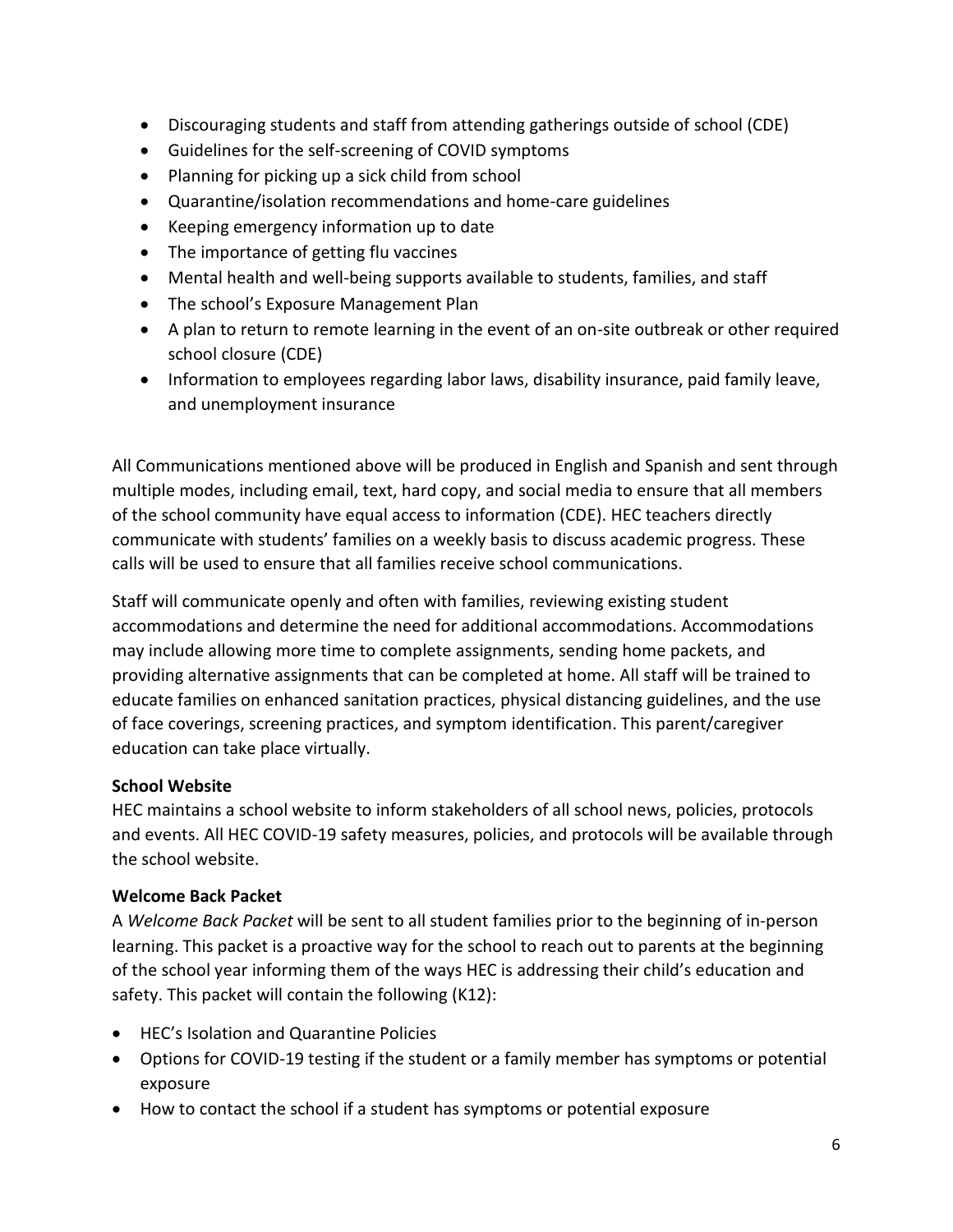- Discouraging students and staff from attending gatherings outside of school (CDE)
- Guidelines for the self-screening of COVID symptoms
- Planning for picking up a sick child from school
- Quarantine/isolation recommendations and home-care guidelines
- Keeping emergency information up to date
- The importance of getting flu vaccines
- Mental health and well-being supports available to students, families, and staff
- The school's Exposure Management Plan
- A plan to return to remote learning in the event of an on-site outbreak or other required school closure (CDE)
- Information to employees regarding labor laws, disability insurance, paid family leave, and unemployment insurance

All Communications mentioned above will be produced in English and Spanish and sent through multiple modes, including email, text, hard copy, and social media to ensure that all members of the school community have equal access to information (CDE). HEC teachers directly communicate with students' families on a weekly basis to discuss academic progress. These calls will be used to ensure that all families receive school communications.

Staff will communicate openly and often with families, reviewing existing student accommodations and determine the need for additional accommodations. Accommodations may include allowing more time to complete assignments, sending home packets, and providing alternative assignments that can be completed at home. All staff will be trained to educate families on enhanced sanitation practices, physical distancing guidelines, and the use of face coverings, screening practices, and symptom identification. This parent/caregiver education can take place virtually.

**School Website**

HEC maintains a school website to inform stakeholders of all school news, policies, protocols and events. All HEC COVID-19 safety measures, policies, and protocols will be available through the school website.

**Welcome Back Packet**

A *Welcome Back Packet* will be sent to all student families prior to the beginning of in-person learning. This packet is a proactive way for the school to reach out to parents at the beginning of the school year informing them of the ways HEC is addressing their child's education and safety. This packet will contain the following (K12):

- HEC's Isolation and Quarantine Policies
- Options for COVID-19 testing if the student or a family member has symptoms or potential exposure
- How to contact the school if a student has symptoms or potential exposure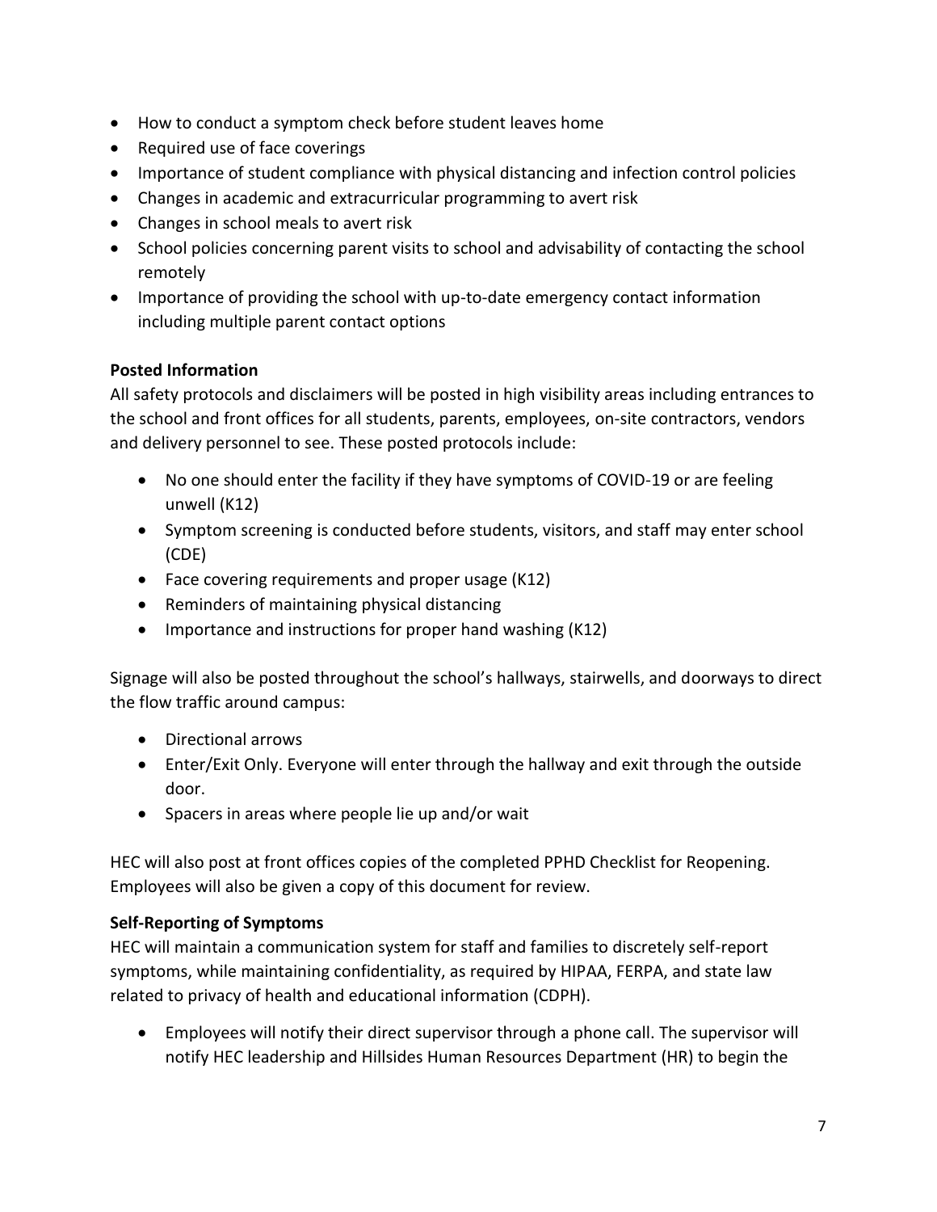- How to conduct a symptom check before student leaves home
- Required use of face coverings
- Importance of student compliance with physical distancing and infection control policies
- Changes in academic and extracurricular programming to avert risk
- Changes in school meals to avert risk
- School policies concerning parent visits to school and advisability of contacting the school remotely
- Importance of providing the school with up-to-date emergency contact information including multiple parent contact options

**Posted Information**

All safety protocols and disclaimers will be posted in high visibility areas including entrances to the school and front offices for all students, parents, employees, on-site contractors, vendors and delivery personnel to see. These posted protocols include:

- No one should enter the facility if they have symptoms of COVID-19 or are feeling unwell (K12)
- Symptom screening is conducted before students, visitors, and staff may enter school (CDE)
- Face covering requirements and proper usage (K12)
- Reminders of maintaining physical distancing
- Importance and instructions for proper hand washing (K12)

Signage will also be posted throughout the school's hallways, stairwells, and doorways to direct the flow traffic around campus:

- Directional arrows
- Enter/Exit Only. Everyone will enter through the hallway and exit through the outside door.
- Spacers in areas where people lie up and/or wait

HEC will also post at front offices copies of the completed PPHD Checklist for Reopening. Employees will also be given a copy of this document for review.

**Self-Reporting of Symptoms**

HEC will maintain a communication system for staff and families to discretely self-report symptoms, while maintaining confidentiality, as required by HIPAA, FERPA, and state law related to privacy of health and educational information (CDPH).

- Employees will notify their direct supervisor through a phone call. The supervisor will notify HEC leadership and Hillsides Human Resources Department (HR) to begin the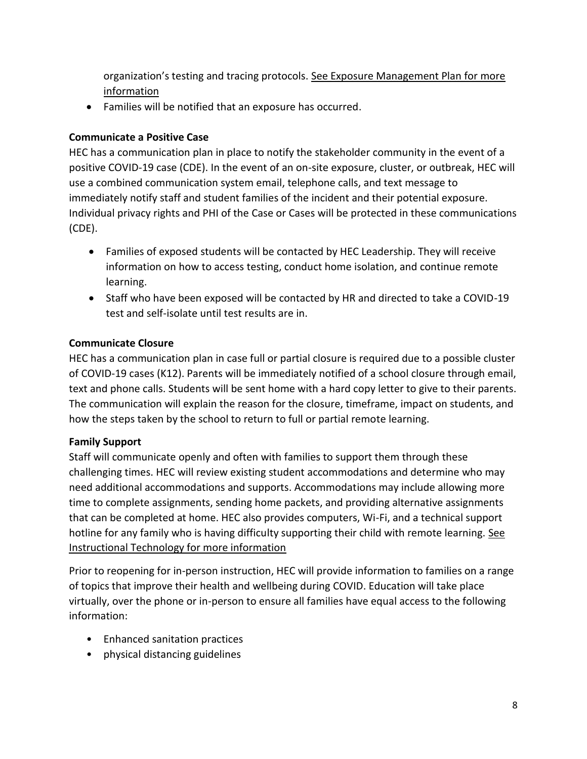organization's testing and tracing protocols. See Exposure Management Plan for more information

- Families will be notified that an exposure has occurred.

**Communicate a Positive Case**

HEC has a communication plan in place to notify the stakeholder community in the event of a positive COVID-19 case (CDE). In the event of an on-site exposure, cluster, or outbreak, HEC will use a combined communication system email, telephone calls, and text message to immediately notify staff and student families of the incident and their potential exposure. Individual privacy rights and PHI of the Case or Cases will be protected in these communications (CDE).

- Families of exposed students will be contacted by HEC Leadership. They will receive information on how to access testing, conduct home isolation, and continue remote learning.
- Staff who have been exposed will be contacted by HR and directed to take a COVID-19 test and self-isolate until test results are in.

**Communicate Closure**

HEC has a communication plan in case full or partial closure is required due to a possible cluster of COVID-19 cases (K12). Parents will be immediately notified of a school closure through email, text and phone calls. Students will be sent home with a hard copy letter to give to their parents. The communication will explain the reason for the closure, timeframe, impact on students, and how the steps taken by the school to return to full or partial remote learning.

**Family Support**

Staff will communicate openly and often with families to support them through these challenging times. HEC will review existing student accommodations and determine who may need additional accommodations and supports. Accommodations may include allowing more time to complete assignments, sending home packets, and providing alternative assignments that can be completed at home. HEC also provides computers, Wi-Fi, and a technical support hotline for any family who is having difficulty supporting their child with remote learning. See Instructional Technology for more information

Prior to reopening for in-person instruction, HEC will provide information to families on a range of topics that improve their health and wellbeing during COVID. Education will take place virtually, over the phone or in-person to ensure all families have equal access to the following information:

- Enhanced sanitation practices
- physical distancing guidelines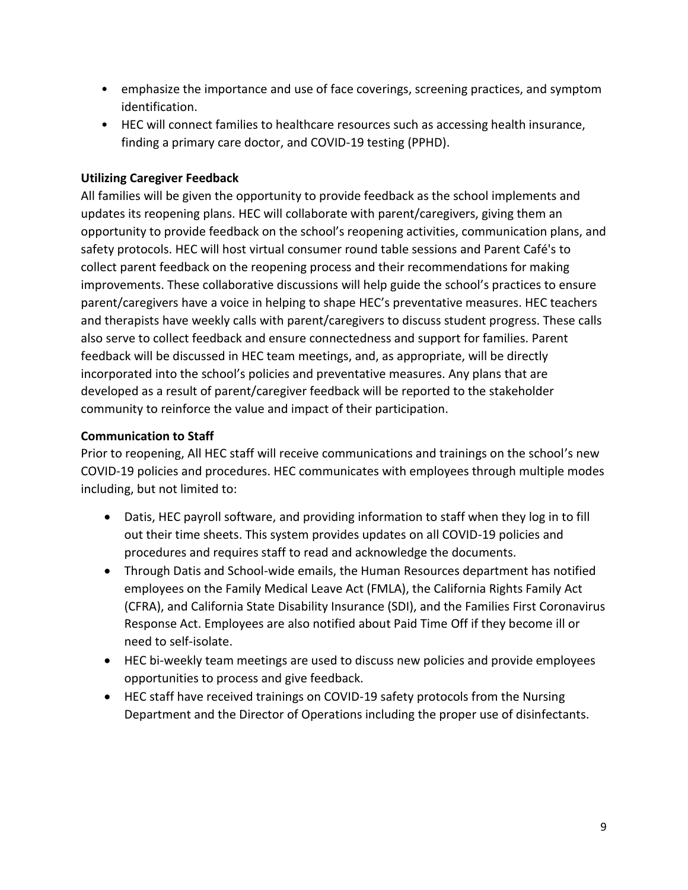- emphasize the importance and use of face coverings, screening practices, and symptom identification.
- HEC will connect families to healthcare resources such as accessing health insurance, finding a primary care doctor, and COVID-19 testing (PPHD).

**Utilizing Caregiver Feedback**

All families will be given the opportunity to provide feedback as the school implements and updates its reopening plans. HEC will collaborate with parent/caregivers, giving them an opportunity to provide feedback on the school's reopening activities, communication plans, and safety protocols. HEC will host virtual consumer round table sessions and Parent Café's to collect parent feedback on the reopening process and their recommendations for making improvements. These collaborative discussions will help guide the school's practices to ensure parent/caregivers have a voice in helping to shape HEC's preventative measures. HEC teachers and therapists have weekly calls with parent/caregivers to discuss student progress. These calls also serve to collect feedback and ensure connectedness and support for families. Parent feedback will be discussed in HEC team meetings, and, as appropriate, will be directly incorporated into the school's policies and preventative measures. Any plans that are developed as a result of parent/caregiver feedback will be reported to the stakeholder community to reinforce the value and impact of their participation.

**Communication to Staff**

Prior to reopening, All HEC staff will receive communications and trainings on the school's new COVID-19 policies and procedures. HEC communicates with employees through multiple modes including, but not limited to:

- Datis, HEC payroll software, and providing information to staff when they log in to fill out their time sheets. This system provides updates on all COVID-19 policies and procedures and requires staff to read and acknowledge the documents.
- Through Datis and School-wide emails, the Human Resources department has notified employees on the Family Medical Leave Act (FMLA), the California Rights Family Act (CFRA), and California State Disability Insurance (SDI), and the Families First Coronavirus Response Act. Employees are also notified about Paid Time Off if they become ill or need to self-isolate.
- HEC bi-weekly team meetings are used to discuss new policies and provide employees opportunities to process and give feedback.
- HEC staff have received trainings on COVID-19 safety protocols from the Nursing Department and the Director of Operations including the proper use of disinfectants.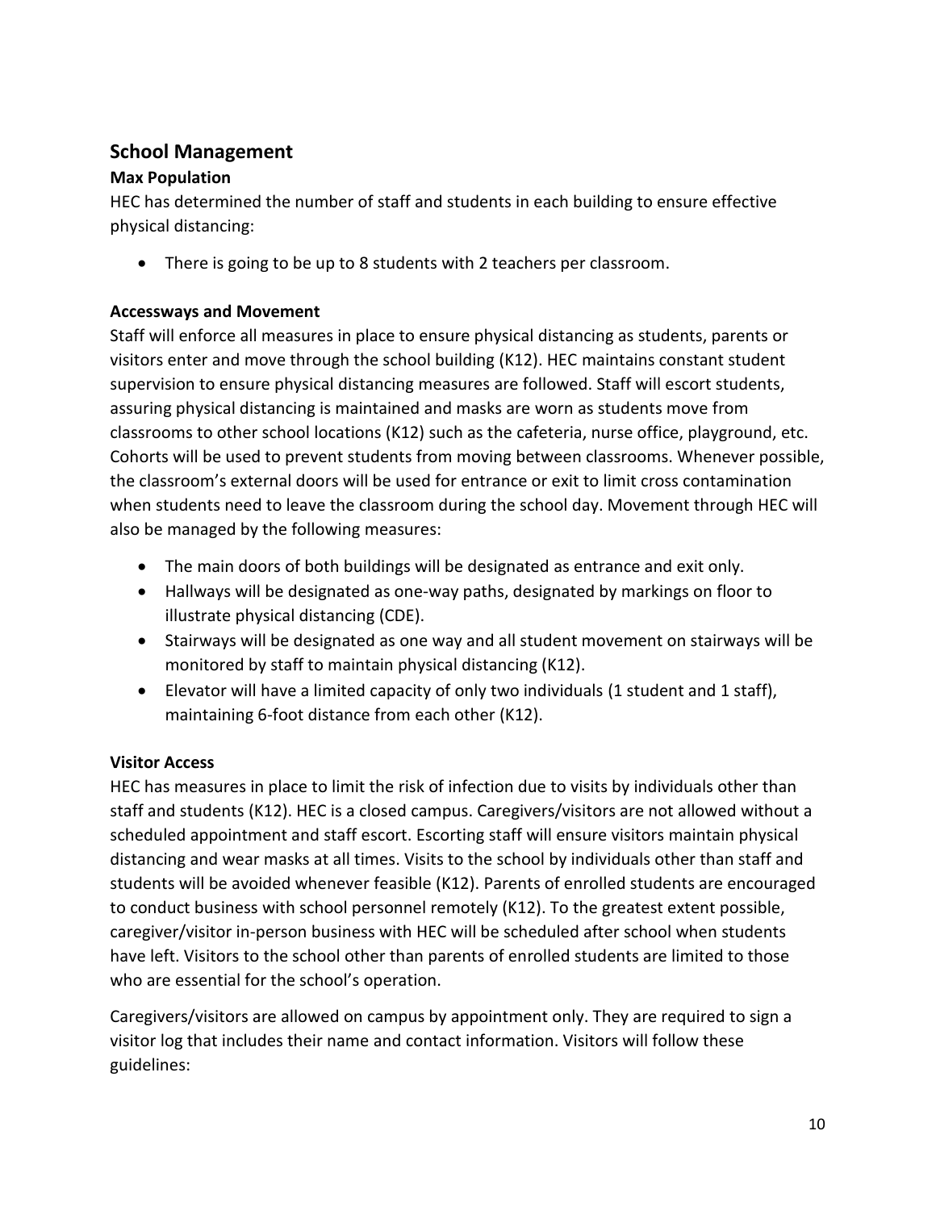## School Management

### Max Population

HEC has determined the number of staff and students in each building to ensure effective physical distancing:

- There is going to be up to 8 students with 2 teachers per classroom.

### Accessways and Movement

Staff will enforce all measures in place to ensure physical distancing as students, parents or visitors enter and move through the school building (K12). HEC maintains constant student supervision to ensure physical distancing measures are followed. Staff will escort students, assuring physical distancing is maintained and masks are worn as students move from classrooms to other school locations (K12) such as the cafeteria, nurse office, playground, etc. Cohorts will be used to prevent students from moving between classrooms. Whenever possible, the classroom's external doors will be used for entrance or exit to limit cross contamination when students need to leave the classroom during the school day. Movement through HEC will also be managed by the following measures:

- The main doors of both buildings will be designated as entrance and exit only.
- Hallways will be designated as one-way paths, designated by markings on floor to illustrate physical distancing (CDE).
- Stairways will be designated as one way and all student movement on stairways will be monitored by staff to maintain physical distancing (K12).
- Elevator will have a limited capacity of only two individuals (1 student and 1 staff), maintaining 6-foot distance from each other (K12).

### Visitor Access

HEC has measures in place to limit the risk of infection due to visits by individuals other than staff and students (K12). HEC is a closed campus. Caregivers/visitors are not allowed without a scheduled appointment and staff escort. Escorting staff will ensure visitors maintain physical distancing and wear masks at all times. Visits to the school by individuals other than staff and students will be avoided whenever feasible (K12). Parents of enrolled students are encouraged to conduct business with school personnel remotely (K12). To the greatest extent possible, caregiver/visitor in-person business with HEC will be scheduled after school when students have left. Visitors to the school other than parents of enrolled students are limited to those who are essential for the school's operation.

Caregivers/visitors are allowed on campus by appointment only. They are required to sign a visitor log that includes their name and contact information. Visitors will follow these guidelines: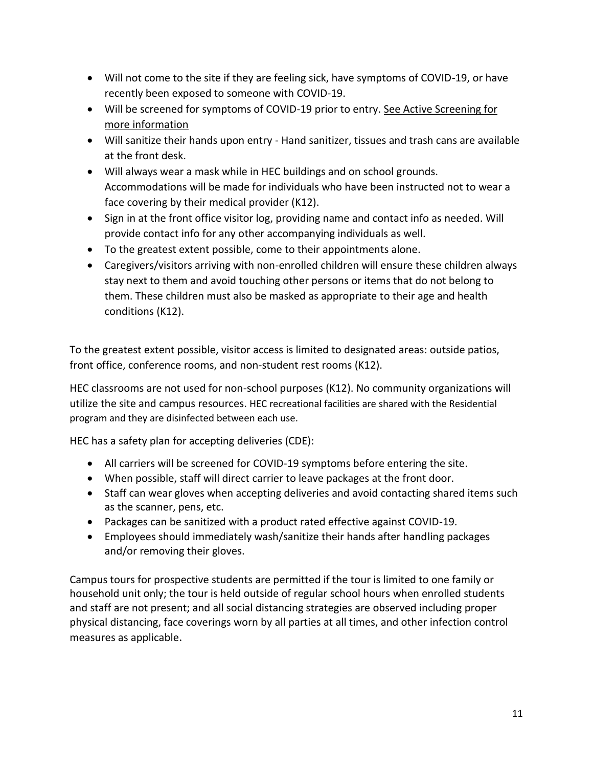- Will not come to the site if they are feeling sick, have symptoms of COVID-19, or have recently been exposed to someone with COVID-19.
- Will be screened for symptoms of COVID-19 prior to entry. See Active Screening for more information
- Will sanitize their hands upon entry - Hand sanitizer, tissues and trash cans are available at the front desk.
- Will always wear a mask while in HEC buildings and on school grounds. Accommodations will be made for individuals who have been instructed not to wear a face covering by their medical provider (K12).
- Sign in at the front office visitor log, providing name and contact info as needed. Will provide contact info for any other accompanying individuals as well.
- To the greatest extent possible, come to their appointments alone.
- Caregivers/visitors arriving with non-enrolled children will ensure these children always stay next to them and avoid touching other persons or items that do not belong to them. These children must also be masked as appropriate to their age and health conditions (K12).

To the greatest extent possible, visitor access is limited to designated areas: outside patios, front office, conference rooms, and non-student rest rooms (K12).

HEC classrooms are not used for non-school purposes (K12). No community organizations will utilize the site and campus resources. HEC recreational facilities are shared with the Residential program and they are disinfected between each use.

HEC has a safety plan for accepting deliveries (CDE):

- All carriers will be screened for COVID-19 symptoms before entering the site.
- When possible, staff will direct carrier to leave packages at the front door.
- Staff can wear gloves when accepting deliveries and avoid contacting shared items such as the scanner, pens, etc.
- Packages can be sanitized with a product rated effective against COVID-19.
- Employees should immediately wash/sanitize their hands after handling packages and/or removing their gloves.

Campus tours for prospective students are permitted if the tour is limited to one family or household unit only; the tour is held outside of regular school hours when enrolled students and staff are not present; and all social distancing strategies are observed including proper physical distancing, face coverings worn by all parties at all times, and other infection control measures as applicable.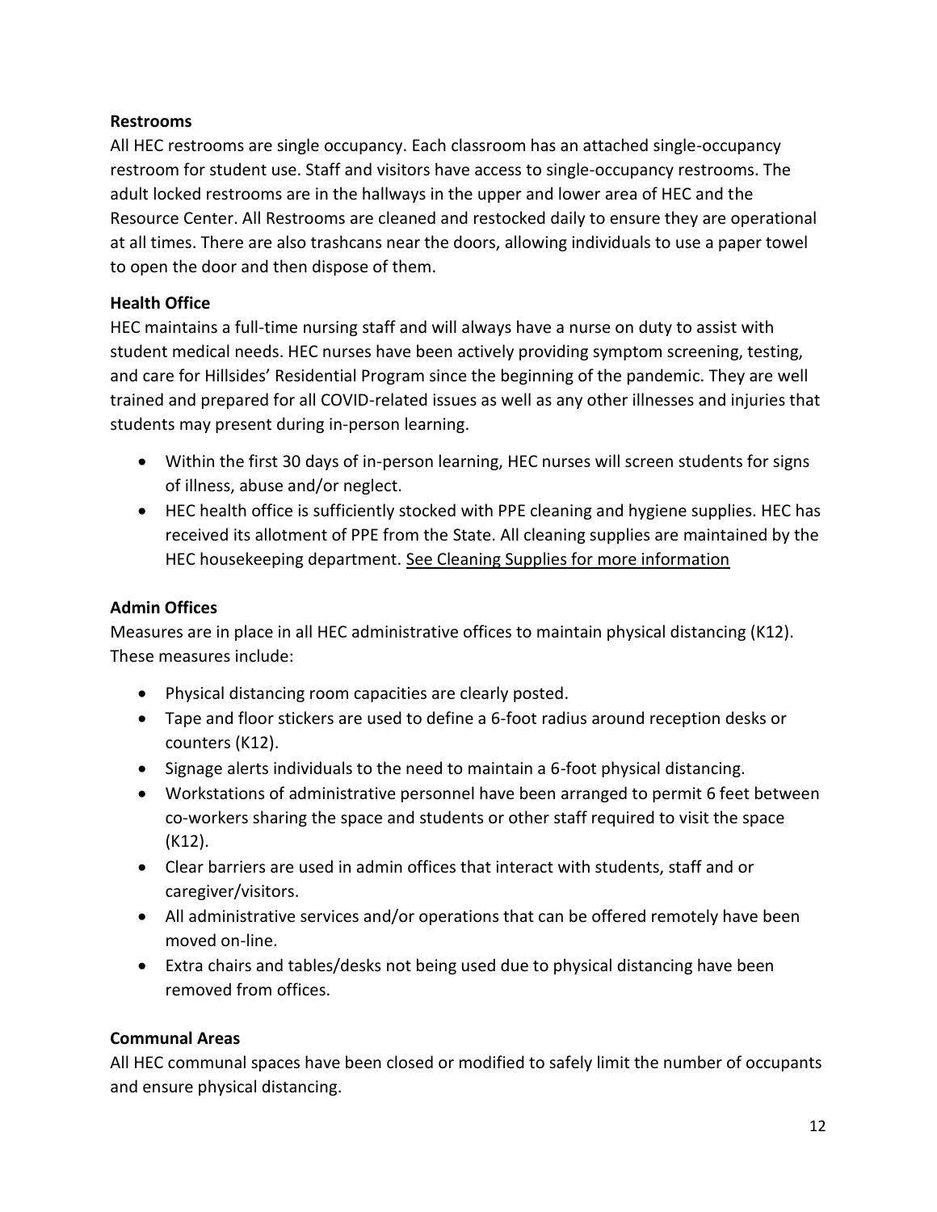**Restrooms**

All HEC restrooms are single occupancy. Each classroom has an attached single-occupancy restroom for student use. Staff and visitors have access to single-occupancy restrooms. The adult locked restrooms are in the hallways in the upper and lower area of HEC and the Resource Center. All Restrooms are cleaned and restocked daily to ensure they are operational at all times. There are also trashcans near the doors, allowing individuals to use a paper towel to open the door and then dispose of them.

**Health Office**

HEC maintains a full-time nursing staff and will always have a nurse on duty to assist with student medical needs. HEC nurses have been actively providing symptom screening, testing, and care for Hillsides' Residential Program since the beginning of the pandemic. They are well trained and prepared for all COVID-related issues as well as any other illnesses and injuries that students may present during in-person learning.

- Within the first 30 days of in-person learning, HEC nurses will screen students for signs of illness, abuse and/or neglect.
- HEC health office is sufficiently stocked with PPE cleaning and hygiene supplies. HEC has received its allotment of PPE from the State. All cleaning supplies are maintained by the HEC housekeeping department. See Cleaning Supplies for more information

**Admin Offices**

Measures are in place in all HEC administrative offices to maintain physical distancing (K12). These measures include:

- Physical distancing room capacities are clearly posted.
- Tape and floor stickers are used to define a 6-foot radius around reception desks or counters (K12).
- Signage alerts individuals to the need to maintain a 6-foot physical distancing.
- Workstations of administrative personnel have been arranged to permit 6 feet between co-workers sharing the space and students or other staff required to visit the space (K12).
- Clear barriers are used in admin offices that interact with students, staff and or caregiver/visitors.
- All administrative services and/or operations that can be offered remotely have been moved on-line.
- Extra chairs and tables/desks not being used due to physical distancing have been removed from offices.

**Communal Areas**

All HEC communal spaces have been closed or modified to safely limit the number of occupants and ensure physical distancing.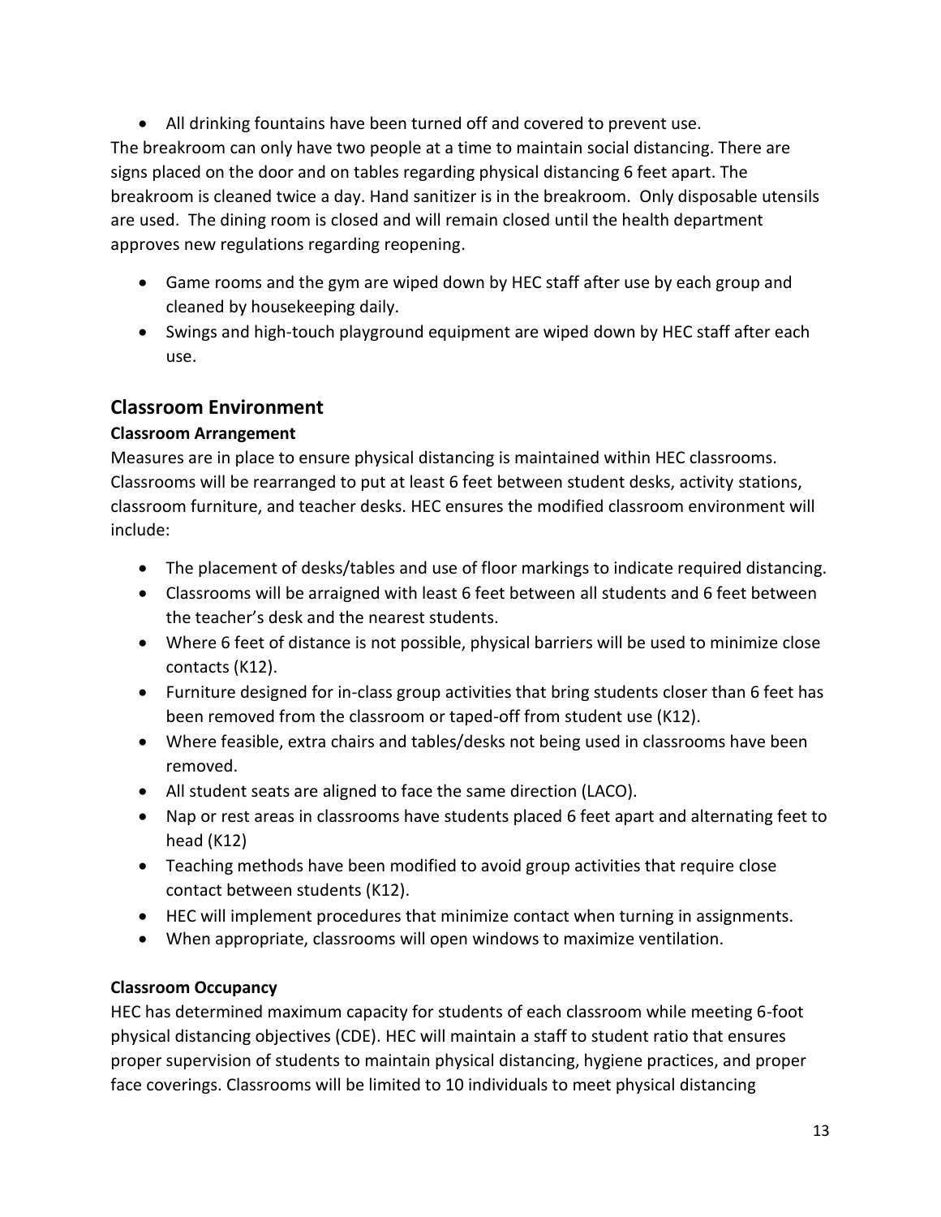- All drinking fountains have been turned off and covered to prevent use.

The breakroom can only have two people at a time to maintain social distancing. There are signs placed on the door and on tables regarding physical distancing 6 feet apart. The breakroom is cleaned twice a day. Hand sanitizer is in the breakroom. Only disposable utensils are used. The dining room is closed and will remain closed until the health department approves new regulations regarding reopening.

- Game rooms and the gym are wiped down by HEC staff after use by each group and cleaned by housekeeping daily.
- Swings and high-touch playground equipment are wiped down by HEC staff after each use.

## Classroom Environment

**Classroom Arrangement**

Measures are in place to ensure physical distancing is maintained within HEC classrooms. Classrooms will be rearranged to put at least 6 feet between student desks, activity stations, classroom furniture, and teacher desks. HEC ensures the modified classroom environment will include:

- The placement of desks/tables and use of floor markings to indicate required distancing.
- Classrooms will be arraigned with least 6 feet between all students and 6 feet between the teacher's desk and the nearest students.
- Where 6 feet of distance is not possible, physical barriers will be used to minimize close contacts (K12).
- Furniture designed for in-class group activities that bring students closer than 6 feet has been removed from the classroom or taped-off from student use (K12).
- Where feasible, extra chairs and tables/desks not being used in classrooms have been removed.
- All student seats are aligned to face the same direction (LACO).
- Nap or rest areas in classrooms have students placed 6 feet apart and alternating feet to head (K12)
- Teaching methods have been modified to avoid group activities that require close contact between students (K12).
- HEC will implement procedures that minimize contact when turning in assignments.
- When appropriate, classrooms will open windows to maximize ventilation.

**Classroom Occupancy**

HEC has determined maximum capacity for students of each classroom while meeting 6-foot physical distancing objectives (CDE). HEC will maintain a staff to student ratio that ensures proper supervision of students to maintain physical distancing, hygiene practices, and proper face coverings. Classrooms will be limited to 10 individuals to meet physical distancing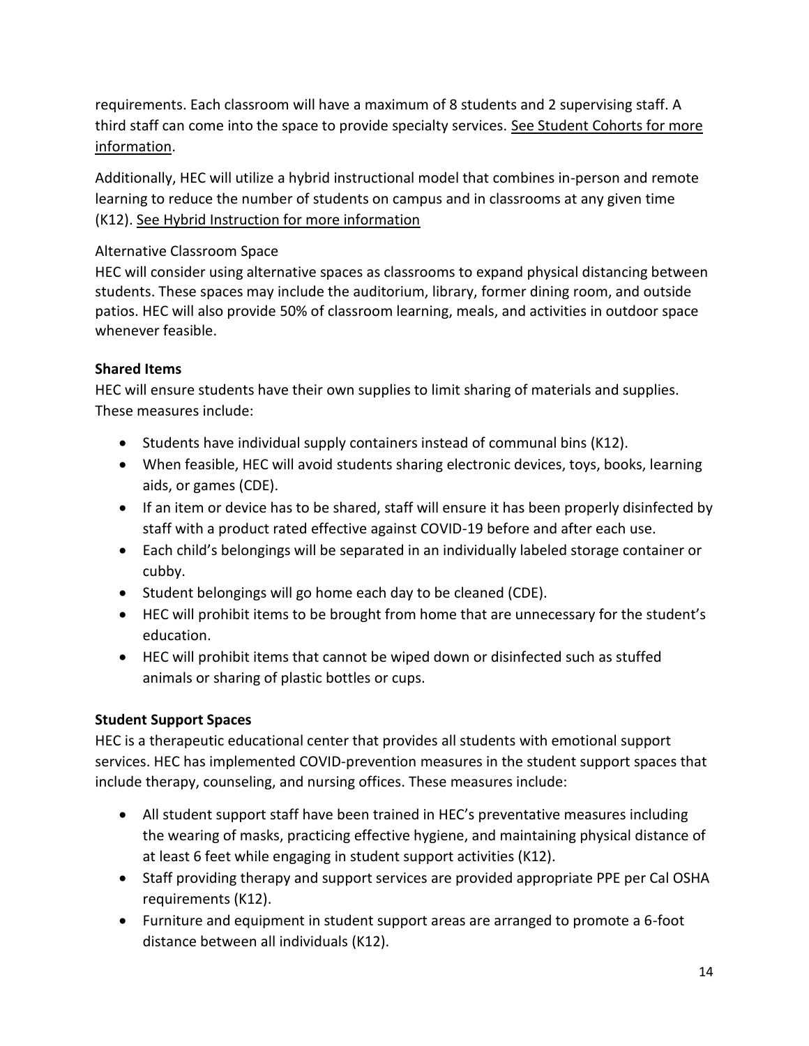requirements. Each classroom will have a maximum of 8 students and 2 supervising staff. A third staff can come into the space to provide specialty services. See Student Cohorts for more information.

Additionally, HEC will utilize a hybrid instructional model that combines in-person and remote learning to reduce the number of students on campus and in classrooms at any given time (K12). See Hybrid Instruction for more information

Alternative Classroom Space

HEC will consider using alternative spaces as classrooms to expand physical distancing between students. These spaces may include the auditorium, library, former dining room, and outside patios. HEC will also provide 50% of classroom learning, meals, and activities in outdoor space whenever feasible.

**Shared Items**

HEC will ensure students have their own supplies to limit sharing of materials and supplies. These measures include:

- Students have individual supply containers instead of communal bins (K12).
- When feasible, HEC will avoid students sharing electronic devices, toys, books, learning aids, or games (CDE).
- If an item or device has to be shared, staff will ensure it has been properly disinfected by staff with a product rated effective against COVID-19 before and after each use.
- Each child's belongings will be separated in an individually labeled storage container or cubby.
- Student belongings will go home each day to be cleaned (CDE).
- HEC will prohibit items to be brought from home that are unnecessary for the student's education.
- HEC will prohibit items that cannot be wiped down or disinfected such as stuffed animals or sharing of plastic bottles or cups.

**Student Support Spaces**

HEC is a therapeutic educational center that provides all students with emotional support services. HEC has implemented COVID-prevention measures in the student support spaces that include therapy, counseling, and nursing offices. These measures include:

- All student support staff have been trained in HEC's preventative measures including the wearing of masks, practicing effective hygiene, and maintaining physical distance of at least 6 feet while engaging in student support activities (K12).
- Staff providing therapy and support services are provided appropriate PPE per Cal OSHA requirements (K12).
- Furniture and equipment in student support areas are arranged to promote a 6-foot distance between all individuals (K12).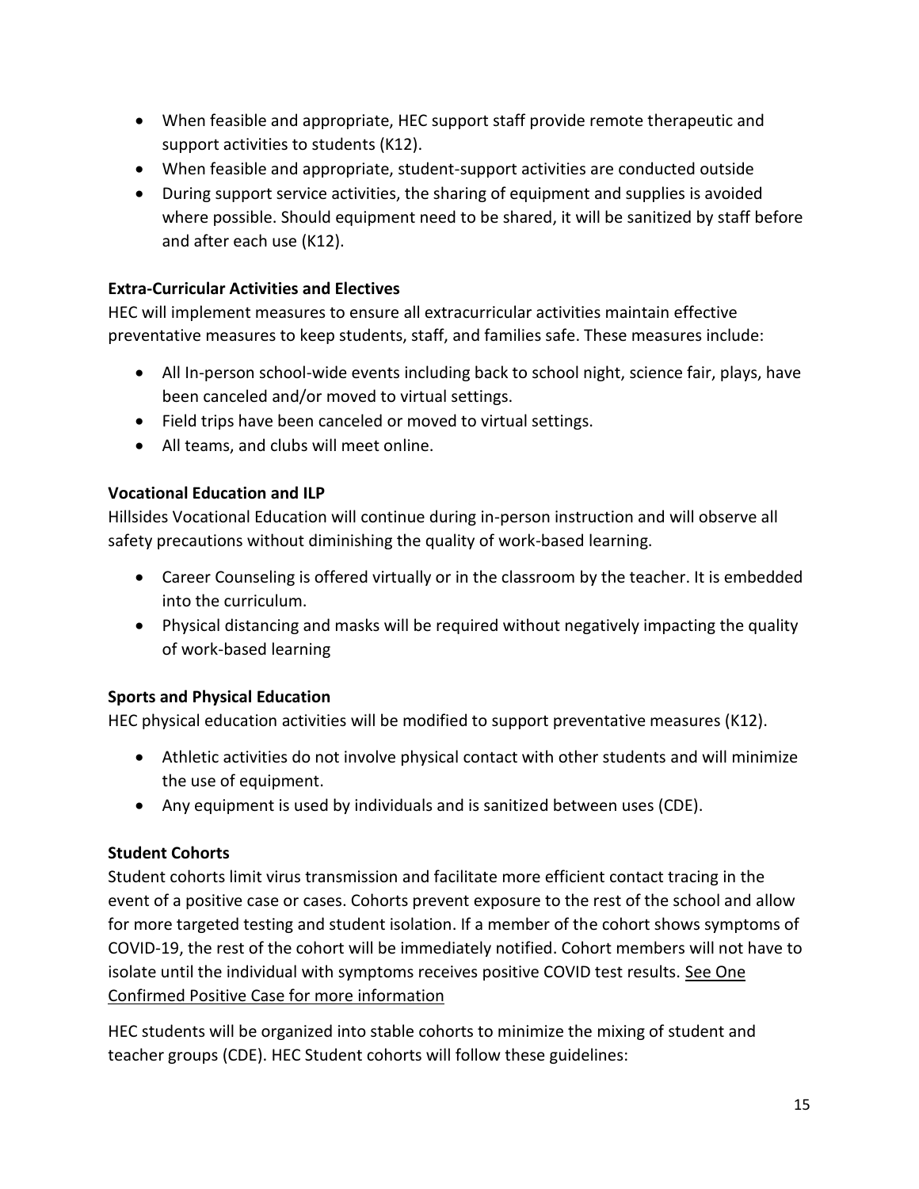- When feasible and appropriate, HEC support staff provide remote therapeutic and support activities to students (K12).
- When feasible and appropriate, student-support activities are conducted outside
- During support service activities, the sharing of equipment and supplies is avoided where possible. Should equipment need to be shared, it will be sanitized by staff before and after each use (K12).

**Extra-Curricular Activities and Electives**

HEC will implement measures to ensure all extracurricular activities maintain effective preventative measures to keep students, staff, and families safe. These measures include:

- All In-person school-wide events including back to school night, science fair, plays, have been canceled and/or moved to virtual settings.
- Field trips have been canceled or moved to virtual settings.
- All teams, and clubs will meet online.

**Vocational Education and ILP**

Hillsides Vocational Education will continue during in-person instruction and will observe all safety precautions without diminishing the quality of work-based learning.

- Career Counseling is offered virtually or in the classroom by the teacher. It is embedded into the curriculum.
- Physical distancing and masks will be required without negatively impacting the quality of work-based learning

**Sports and Physical Education**

HEC physical education activities will be modified to support preventative measures (K12).

- Athletic activities do not involve physical contact with other students and will minimize the use of equipment.
- Any equipment is used by individuals and is sanitized between uses (CDE).

**Student Cohorts**

Student cohorts limit virus transmission and facilitate more efficient contact tracing in the event of a positive case or cases. Cohorts prevent exposure to the rest of the school and allow for more targeted testing and student isolation. If a member of the cohort shows symptoms of COVID-19, the rest of the cohort will be immediately notified. Cohort members will not have to isolate until the individual with symptoms receives positive COVID test results. See One Confirmed Positive Case for more information

HEC students will be organized into stable cohorts to minimize the mixing of student and teacher groups (CDE). HEC Student cohorts will follow these guidelines: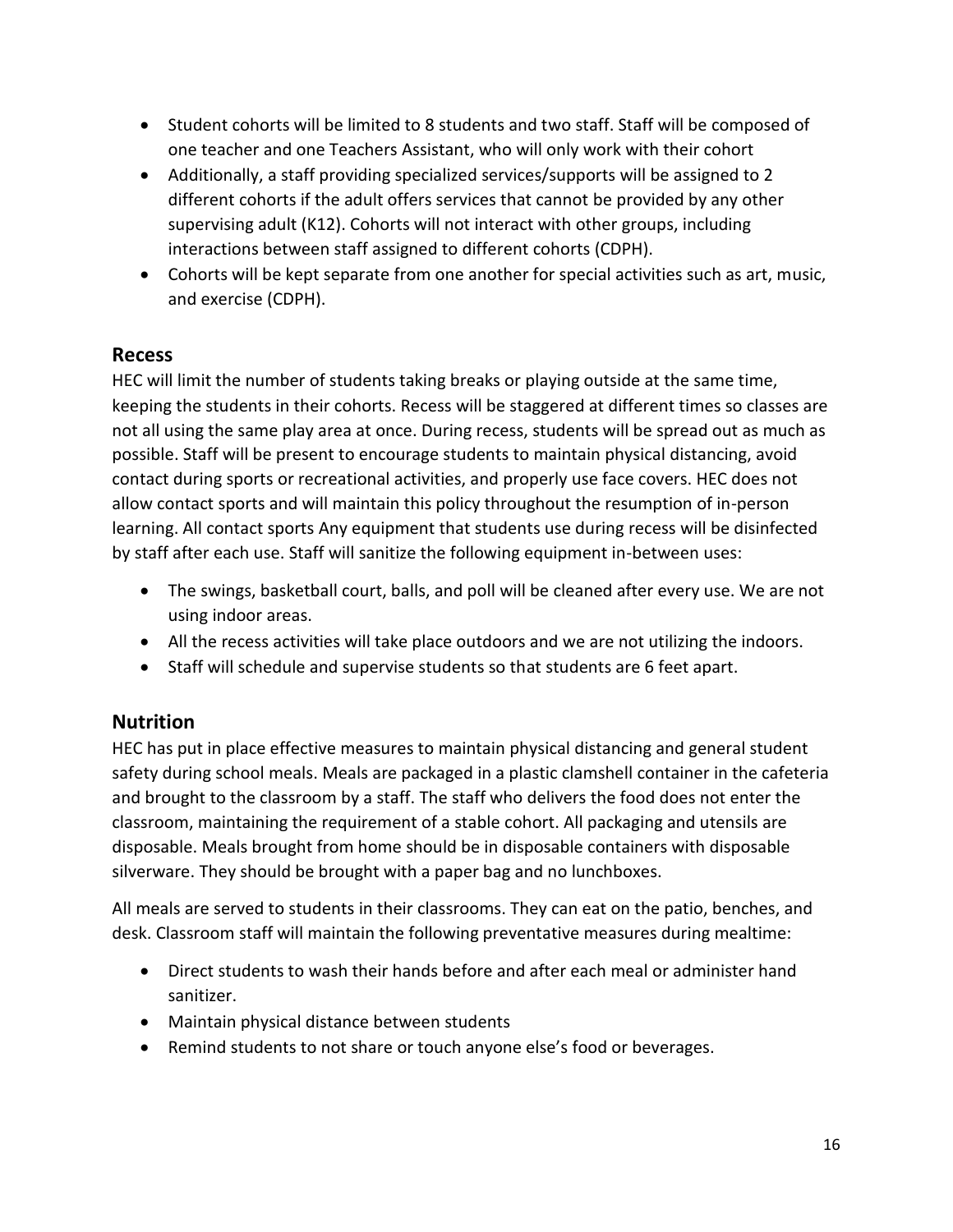- Student cohorts will be limited to 8 students and two staff. Staff will be composed of one teacher and one Teachers Assistant, who will only work with their cohort
- Additionally, a staff providing specialized services/supports will be assigned to 2 different cohorts if the adult offers services that cannot be provided by any other supervising adult (K12). Cohorts will not interact with other groups, including interactions between staff assigned to different cohorts (CDPH).
- Cohorts will be kept separate from one another for special activities such as art, music, and exercise (CDPH).

## Recess

HEC will limit the number of students taking breaks or playing outside at the same time, keeping the students in their cohorts. Recess will be staggered at different times so classes are not all using the same play area at once. During recess, students will be spread out as much as possible. Staff will be present to encourage students to maintain physical distancing, avoid contact during sports or recreational activities, and properly use face covers. HEC does not allow contact sports and will maintain this policy throughout the resumption of in-person learning. All contact sports Any equipment that students use during recess will be disinfected by staff after each use. Staff will sanitize the following equipment in-between uses:

- The swings, basketball court, balls, and poll will be cleaned after every use. We are not using indoor areas.
- All the recess activities will take place outdoors and we are not utilizing the indoors.
- Staff will schedule and supervise students so that students are 6 feet apart.

## Nutrition

HEC has put in place effective measures to maintain physical distancing and general student safety during school meals. Meals are packaged in a plastic clamshell container in the cafeteria and brought to the classroom by a staff. The staff who delivers the food does not enter the classroom, maintaining the requirement of a stable cohort. All packaging and utensils are disposable. Meals brought from home should be in disposable containers with disposable silverware. They should be brought with a paper bag and no lunchboxes.

All meals are served to students in their classrooms. They can eat on the patio, benches, and desk. Classroom staff will maintain the following preventative measures during mealtime:

- Direct students to wash their hands before and after each meal or administer hand sanitizer.
- Maintain physical distance between students
- Remind students to not share or touch anyone else's food or beverages.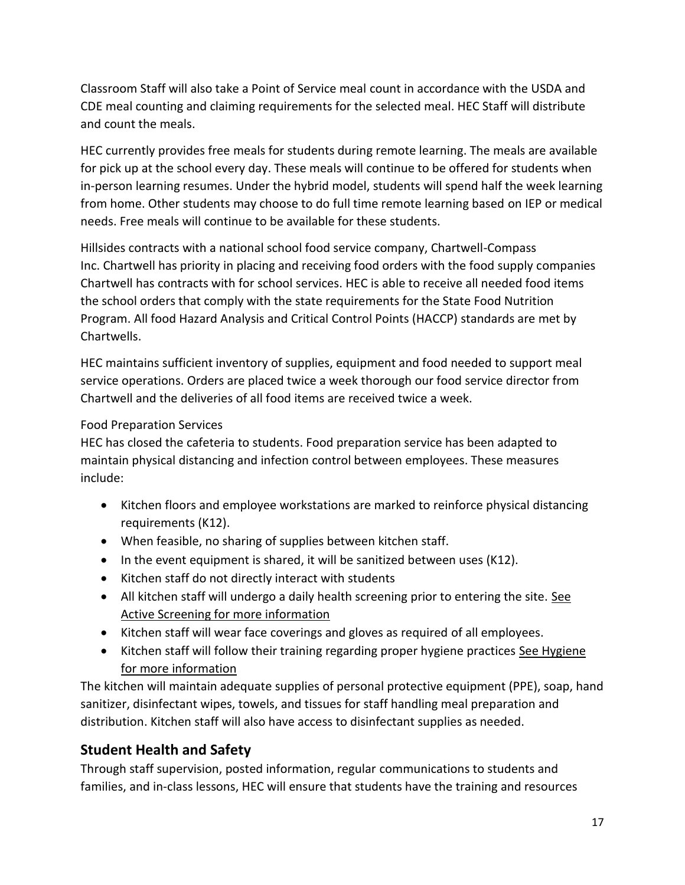Classroom Staff will also take a Point of Service meal count in accordance with the USDA and CDE meal counting and claiming requirements for the selected meal. HEC Staff will distribute and count the meals.

HEC currently provides free meals for students during remote learning. The meals are available for pick up at the school every day. These meals will continue to be offered for students when in-person learning resumes. Under the hybrid model, students will spend half the week learning from home. Other students may choose to do full time remote learning based on IEP or medical needs. Free meals will continue to be available for these students.

Hillsides contracts with a national school food service company, Chartwell-Compass Inc. Chartwell has priority in placing and receiving food orders with the food supply companies Chartwell has contracts with for school services. HEC is able to receive all needed food items the school orders that comply with the state requirements for the State Food Nutrition Program. All food Hazard Analysis and Critical Control Points (HACCP) standards are met by Chartwells.

HEC maintains sufficient inventory of supplies, equipment and food needed to support meal service operations. Orders are placed twice a week thorough our food service director from Chartwell and the deliveries of all food items are received twice a week.

Food Preparation Services

HEC has closed the cafeteria to students. Food preparation service has been adapted to maintain physical distancing and infection control between employees. These measures include:

- Kitchen floors and employee workstations are marked to reinforce physical distancing requirements (K12).
- When feasible, no sharing of supplies between kitchen staff.
- In the event equipment is shared, it will be sanitized between uses (K12).
- Kitchen staff do not directly interact with students
- All kitchen staff will undergo a daily health screening prior to entering the site. See Active Screening for more information
- Kitchen staff will wear face coverings and gloves as required of all employees.
- Kitchen staff will follow their training regarding proper hygiene practices See Hygiene for more information

The kitchen will maintain adequate supplies of personal protective equipment (PPE), soap, hand sanitizer, disinfectant wipes, towels, and tissues for staff handling meal preparation and distribution. Kitchen staff will also have access to disinfectant supplies as needed.

## Student Health and Safety

Through staff supervision, posted information, regular communications to students and families, and in-class lessons, HEC will ensure that students have the training and resources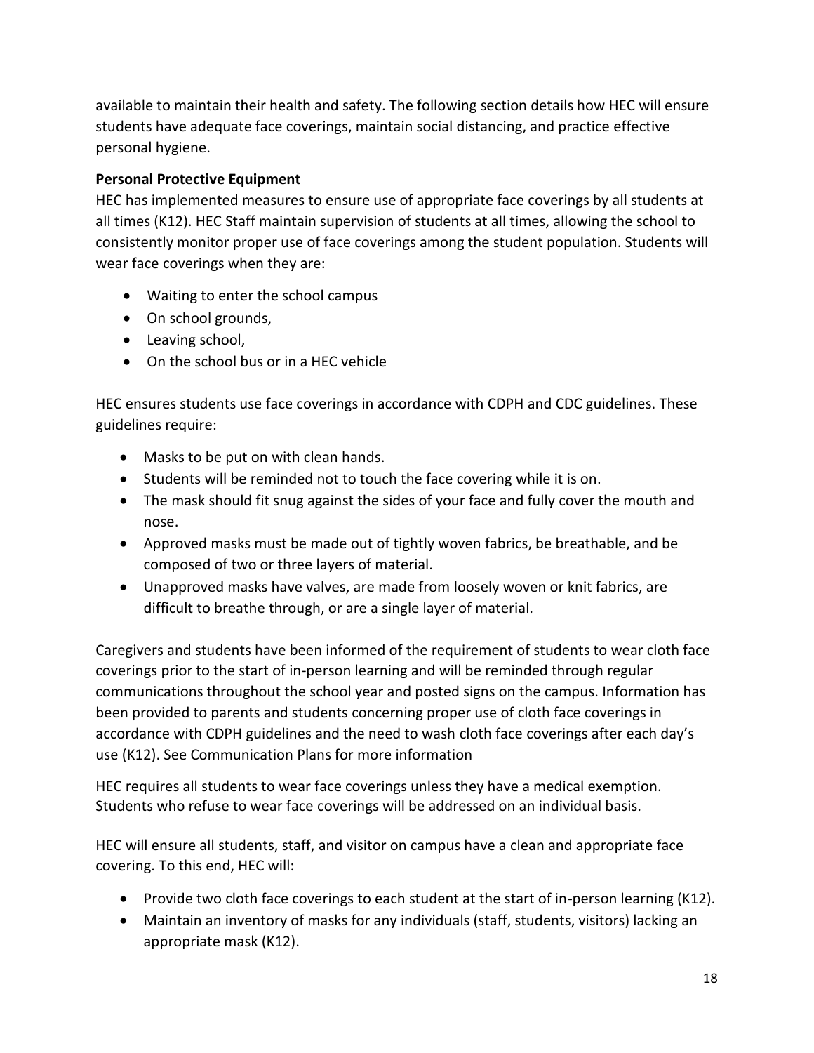available to maintain their health and safety. The following section details how HEC will ensure students have adequate face coverings, maintain social distancing, and practice effective personal hygiene.

**Personal Protective Equipment**

HEC has implemented measures to ensure use of appropriate face coverings by all students at all times (K12). HEC Staff maintain supervision of students at all times, allowing the school to consistently monitor proper use of face coverings among the student population. Students will wear face coverings when they are:

- Waiting to enter the school campus
- On school grounds,
- Leaving school,
- On the school bus or in a HEC vehicle

HEC ensures students use face coverings in accordance with CDPH and CDC guidelines. These guidelines require:

- Masks to be put on with clean hands.
- Students will be reminded not to touch the face covering while it is on.
- The mask should fit snug against the sides of your face and fully cover the mouth and nose.
- Approved masks must be made out of tightly woven fabrics, be breathable, and be composed of two or three layers of material.
- Unapproved masks have valves, are made from loosely woven or knit fabrics, are difficult to breathe through, or are a single layer of material.

Caregivers and students have been informed of the requirement of students to wear cloth face coverings prior to the start of in-person learning and will be reminded through regular communications throughout the school year and posted signs on the campus. Information has been provided to parents and students concerning proper use of cloth face coverings in accordance with CDPH guidelines and the need to wash cloth face coverings after each day's use (K12). See Communication Plans for more information

HEC requires all students to wear face coverings unless they have a medical exemption. Students who refuse to wear face coverings will be addressed on an individual basis.

HEC will ensure all students, staff, and visitor on campus have a clean and appropriate face covering. To this end, HEC will:

- Provide two cloth face coverings to each student at the start of in-person learning (K12).
- Maintain an inventory of masks for any individuals (staff, students, visitors) lacking an appropriate mask (K12).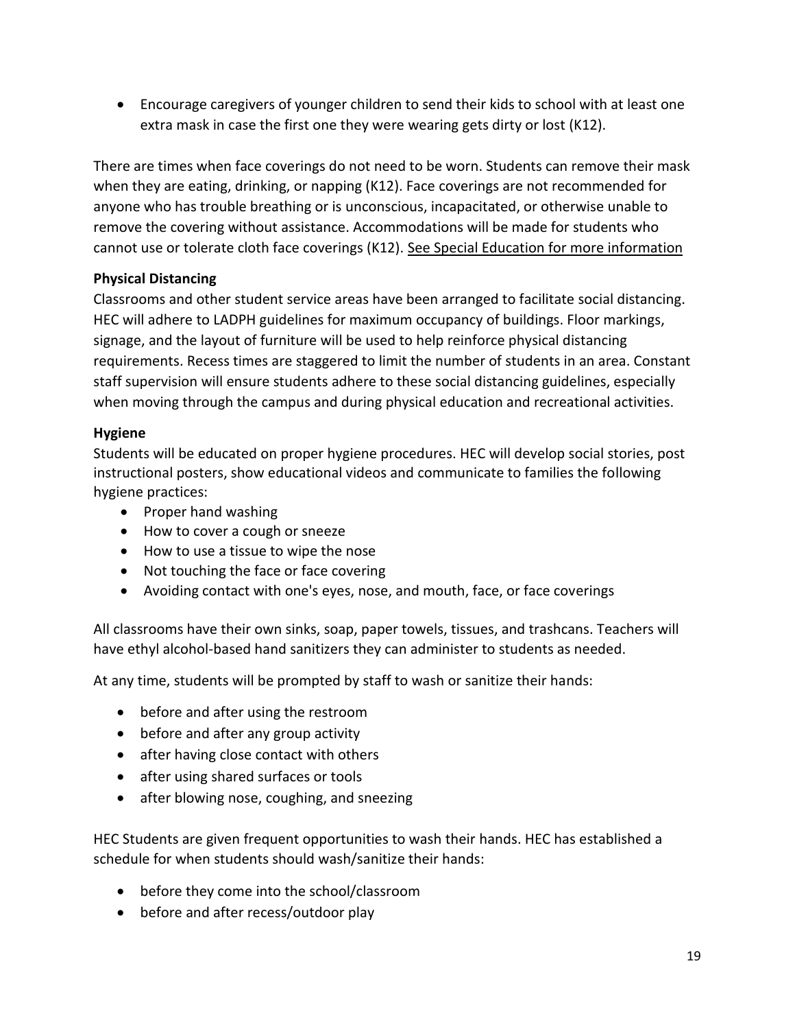- Encourage caregivers of younger children to send their kids to school with at least one extra mask in case the first one they were wearing gets dirty or lost (K12).

There are times when face coverings do not need to be worn. Students can remove their mask when they are eating, drinking, or napping (K12). Face coverings are not recommended for anyone who has trouble breathing or is unconscious, incapacitated, or otherwise unable to remove the covering without assistance. Accommodations will be made for students who cannot use or tolerate cloth face coverings (K12). See Special Education for more information

**Physical Distancing**

Classrooms and other student service areas have been arranged to facilitate social distancing. HEC will adhere to LADPH guidelines for maximum occupancy of buildings. Floor markings, signage, and the layout of furniture will be used to help reinforce physical distancing requirements. Recess times are staggered to limit the number of students in an area. Constant staff supervision will ensure students adhere to these social distancing guidelines, especially when moving through the campus and during physical education and recreational activities.

**Hygiene**

Students will be educated on proper hygiene procedures. HEC will develop social stories, post instructional posters, show educational videos and communicate to families the following hygiene practices:

- Proper hand washing
- How to cover a cough or sneeze
- How to use a tissue to wipe the nose
- Not touching the face or face covering
- Avoiding contact with one's eyes, nose, and mouth, face, or face coverings

All classrooms have their own sinks, soap, paper towels, tissues, and trashcans. Teachers will have ethyl alcohol-based hand sanitizers they can administer to students as needed.

At any time, students will be prompted by staff to wash or sanitize their hands:

- before and after using the restroom
- before and after any group activity
- after having close contact with others
- after using shared surfaces or tools
- after blowing nose, coughing, and sneezing

HEC Students are given frequent opportunities to wash their hands. HEC has established a schedule for when students should wash/sanitize their hands:

- before they come into the school/classroom
- before and after recess/outdoor play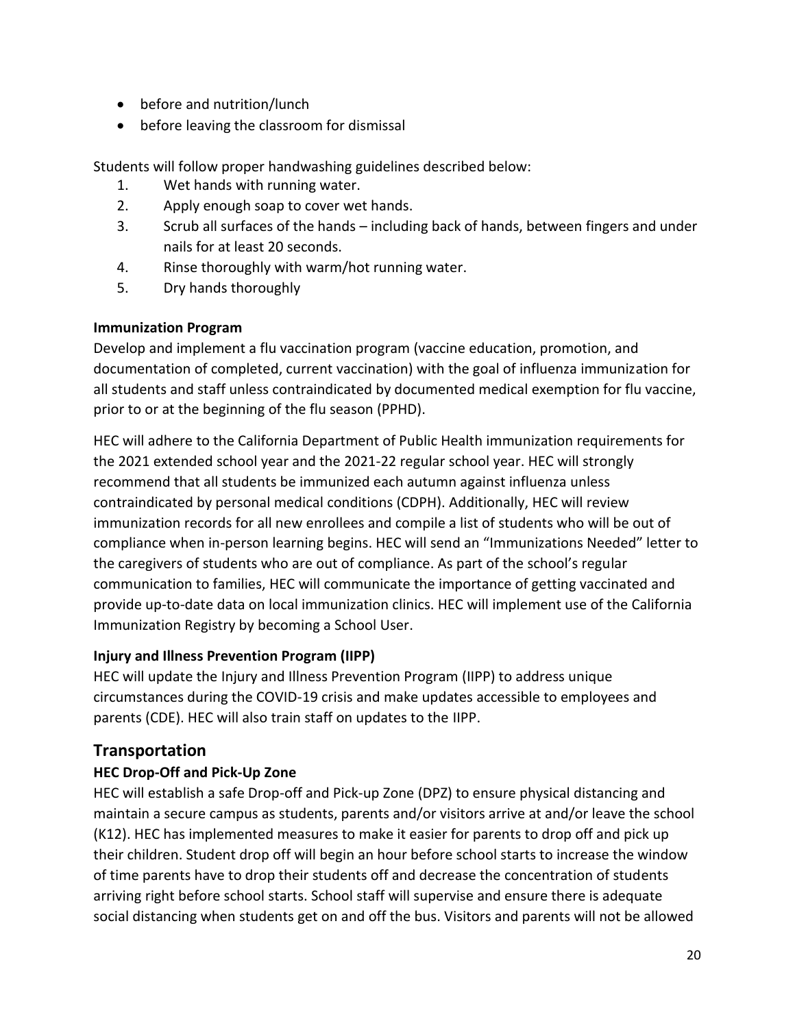- before and nutrition/lunch
- before leaving the classroom for dismissal

Students will follow proper handwashing guidelines described below:

1. Wet hands with running water.
2. Apply enough soap to cover wet hands.
3. Scrub all surfaces of the hands – including back of hands, between fingers and under nails for at least 20 seconds.
4. Rinse thoroughly with warm/hot running water.
5. Dry hands thoroughly

**Immunization Program**

Develop and implement a flu vaccination program (vaccine education, promotion, and documentation of completed, current vaccination) with the goal of influenza immunization for all students and staff unless contraindicated by documented medical exemption for flu vaccine, prior to or at the beginning of the flu season (PPHD).

HEC will adhere to the California Department of Public Health immunization requirements for the 2021 extended school year and the 2021-22 regular school year. HEC will strongly recommend that all students be immunized each autumn against influenza unless contraindicated by personal medical conditions (CDPH). Additionally, HEC will review immunization records for all new enrollees and compile a list of students who will be out of compliance when in-person learning begins. HEC will send an "Immunizations Needed" letter to the caregivers of students who are out of compliance. As part of the school's regular communication to families, HEC will communicate the importance of getting vaccinated and provide up-to-date data on local immunization clinics. HEC will implement use of the California Immunization Registry by becoming a School User.

**Injury and Illness Prevention Program (IIPP)**

HEC will update the Injury and Illness Prevention Program (IIPP) to address unique circumstances during the COVID-19 crisis and make updates accessible to employees and parents (CDE). HEC will also train staff on updates to the IIPP.

## Transportation

**HEC Drop-Off and Pick-Up Zone**

HEC will establish a safe Drop-off and Pick-up Zone (DPZ) to ensure physical distancing and maintain a secure campus as students, parents and/or visitors arrive at and/or leave the school (K12). HEC has implemented measures to make it easier for parents to drop off and pick up their children. Student drop off will begin an hour before school starts to increase the window of time parents have to drop their students off and decrease the concentration of students arriving right before school starts. School staff will supervise and ensure there is adequate social distancing when students get on and off the bus. Visitors and parents will not be allowed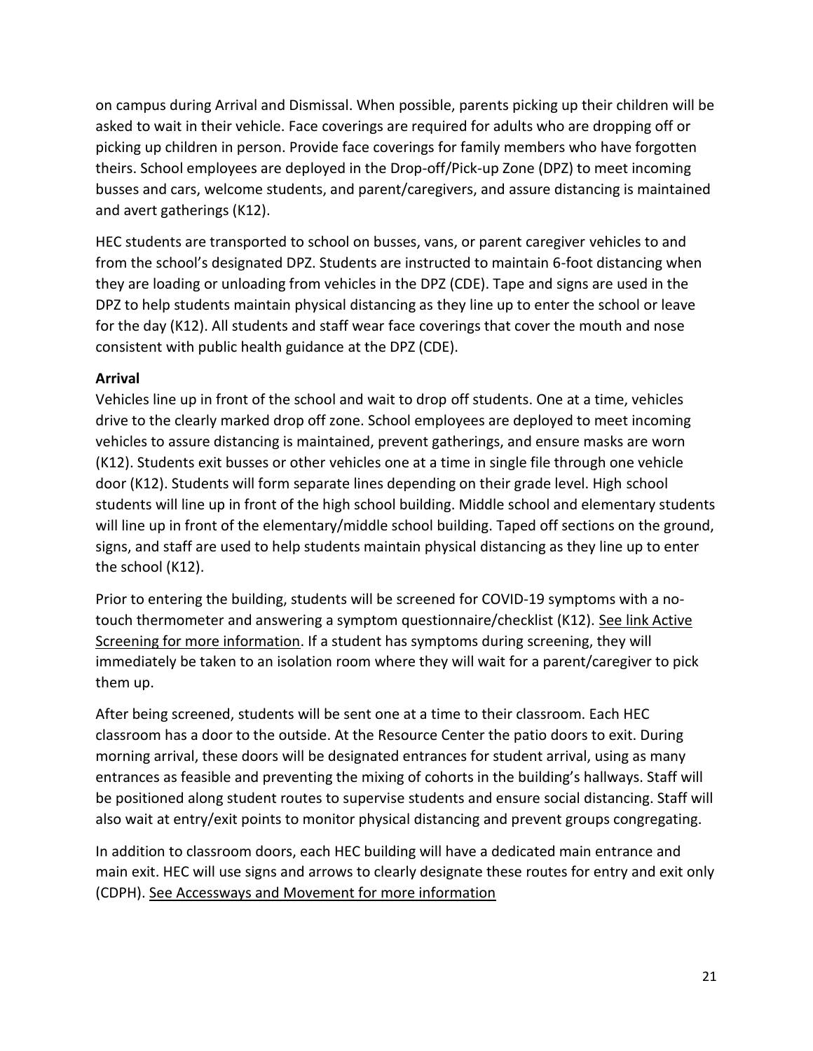on campus during Arrival and Dismissal. When possible, parents picking up their children will be asked to wait in their vehicle. Face coverings are required for adults who are dropping off or picking up children in person. Provide face coverings for family members who have forgotten theirs. School employees are deployed in the Drop-off/Pick-up Zone (DPZ) to meet incoming busses and cars, welcome students, and parent/caregivers, and assure distancing is maintained and avert gatherings (K12).

HEC students are transported to school on busses, vans, or parent caregiver vehicles to and from the school's designated DPZ. Students are instructed to maintain 6-foot distancing when they are loading or unloading from vehicles in the DPZ (CDE). Tape and signs are used in the DPZ to help students maintain physical distancing as they line up to enter the school or leave for the day (K12). All students and staff wear face coverings that cover the mouth and nose consistent with public health guidance at the DPZ (CDE).

**Arrival**

Vehicles line up in front of the school and wait to drop off students. One at a time, vehicles drive to the clearly marked drop off zone. School employees are deployed to meet incoming vehicles to assure distancing is maintained, prevent gatherings, and ensure masks are worn (K12). Students exit busses or other vehicles one at a time in single file through one vehicle door (K12). Students will form separate lines depending on their grade level. High school students will line up in front of the high school building. Middle school and elementary students will line up in front of the elementary/middle school building. Taped off sections on the ground, signs, and staff are used to help students maintain physical distancing as they line up to enter the school (K12).

Prior to entering the building, students will be screened for COVID-19 symptoms with a no-touch thermometer and answering a symptom questionnaire/checklist (K12). See link Active Screening for more information. If a student has symptoms during screening, they will immediately be taken to an isolation room where they will wait for a parent/caregiver to pick them up.

After being screened, students will be sent one at a time to their classroom. Each HEC classroom has a door to the outside. At the Resource Center the patio doors to exit. During morning arrival, these doors will be designated entrances for student arrival, using as many entrances as feasible and preventing the mixing of cohorts in the building's hallways. Staff will be positioned along student routes to supervise students and ensure social distancing. Staff will also wait at entry/exit points to monitor physical distancing and prevent groups congregating.

In addition to classroom doors, each HEC building will have a dedicated main entrance and main exit. HEC will use signs and arrows to clearly designate these routes for entry and exit only (CDPH). See Accessways and Movement for more information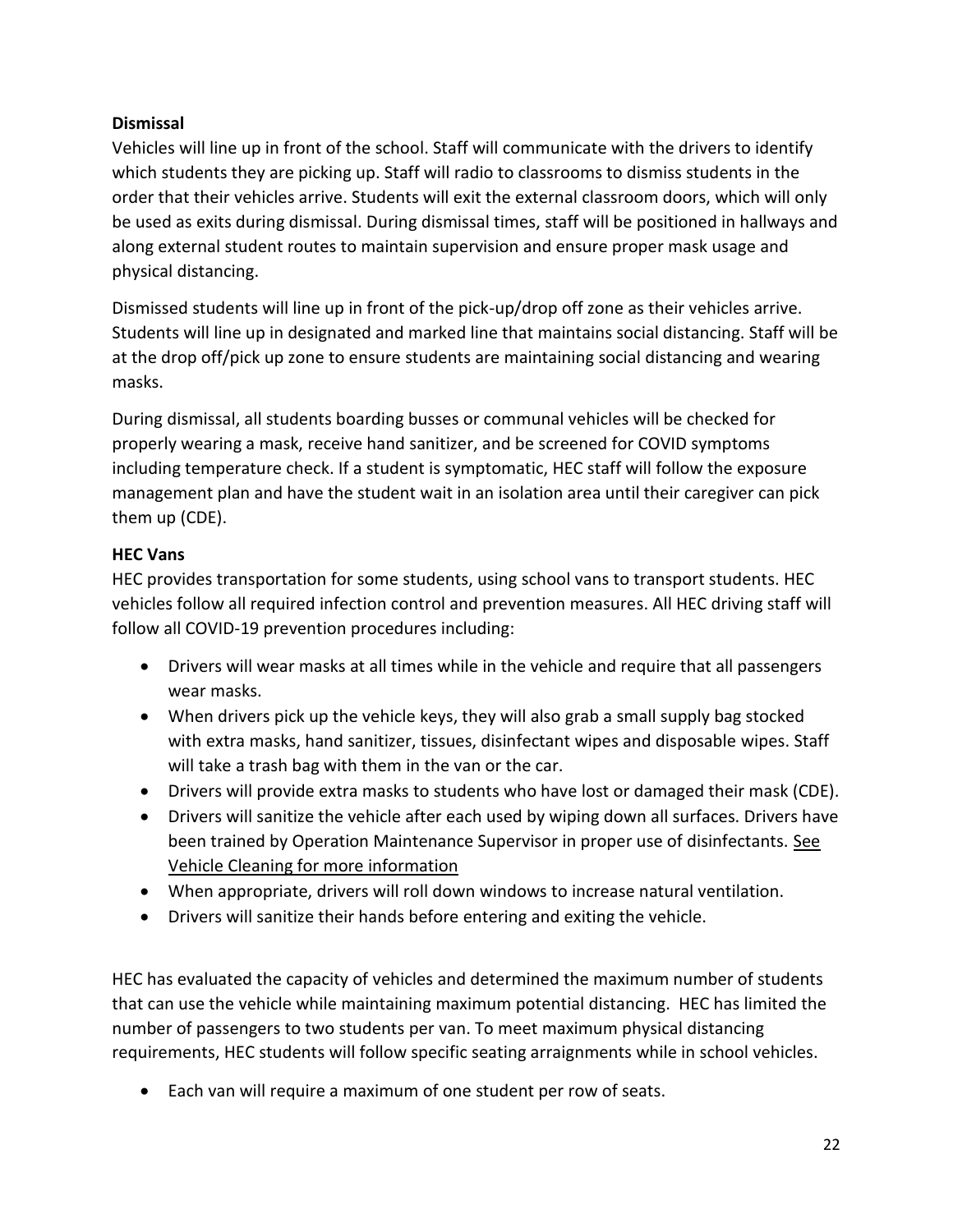**Dismissal**

Vehicles will line up in front of the school. Staff will communicate with the drivers to identify which students they are picking up. Staff will radio to classrooms to dismiss students in the order that their vehicles arrive. Students will exit the external classroom doors, which will only be used as exits during dismissal. During dismissal times, staff will be positioned in hallways and along external student routes to maintain supervision and ensure proper mask usage and physical distancing.

Dismissed students will line up in front of the pick-up/drop off zone as their vehicles arrive. Students will line up in designated and marked line that maintains social distancing. Staff will be at the drop off/pick up zone to ensure students are maintaining social distancing and wearing masks.

During dismissal, all students boarding busses or communal vehicles will be checked for properly wearing a mask, receive hand sanitizer, and be screened for COVID symptoms including temperature check. If a student is symptomatic, HEC staff will follow the exposure management plan and have the student wait in an isolation area until their caregiver can pick them up (CDE).

**HEC Vans**

HEC provides transportation for some students, using school vans to transport students. HEC vehicles follow all required infection control and prevention measures. All HEC driving staff will follow all COVID-19 prevention procedures including:

- Drivers will wear masks at all times while in the vehicle and require that all passengers wear masks.
- When drivers pick up the vehicle keys, they will also grab a small supply bag stocked with extra masks, hand sanitizer, tissues, disinfectant wipes and disposable wipes. Staff will take a trash bag with them in the van or the car.
- Drivers will provide extra masks to students who have lost or damaged their mask (CDE).
- Drivers will sanitize the vehicle after each used by wiping down all surfaces. Drivers have been trained by Operation Maintenance Supervisor in proper use of disinfectants. See Vehicle Cleaning for more information
- When appropriate, drivers will roll down windows to increase natural ventilation.
- Drivers will sanitize their hands before entering and exiting the vehicle.

HEC has evaluated the capacity of vehicles and determined the maximum number of students that can use the vehicle while maintaining maximum potential distancing. HEC has limited the number of passengers to two students per van. To meet maximum physical distancing requirements, HEC students will follow specific seating arraignments while in school vehicles.

- Each van will require a maximum of one student per row of seats.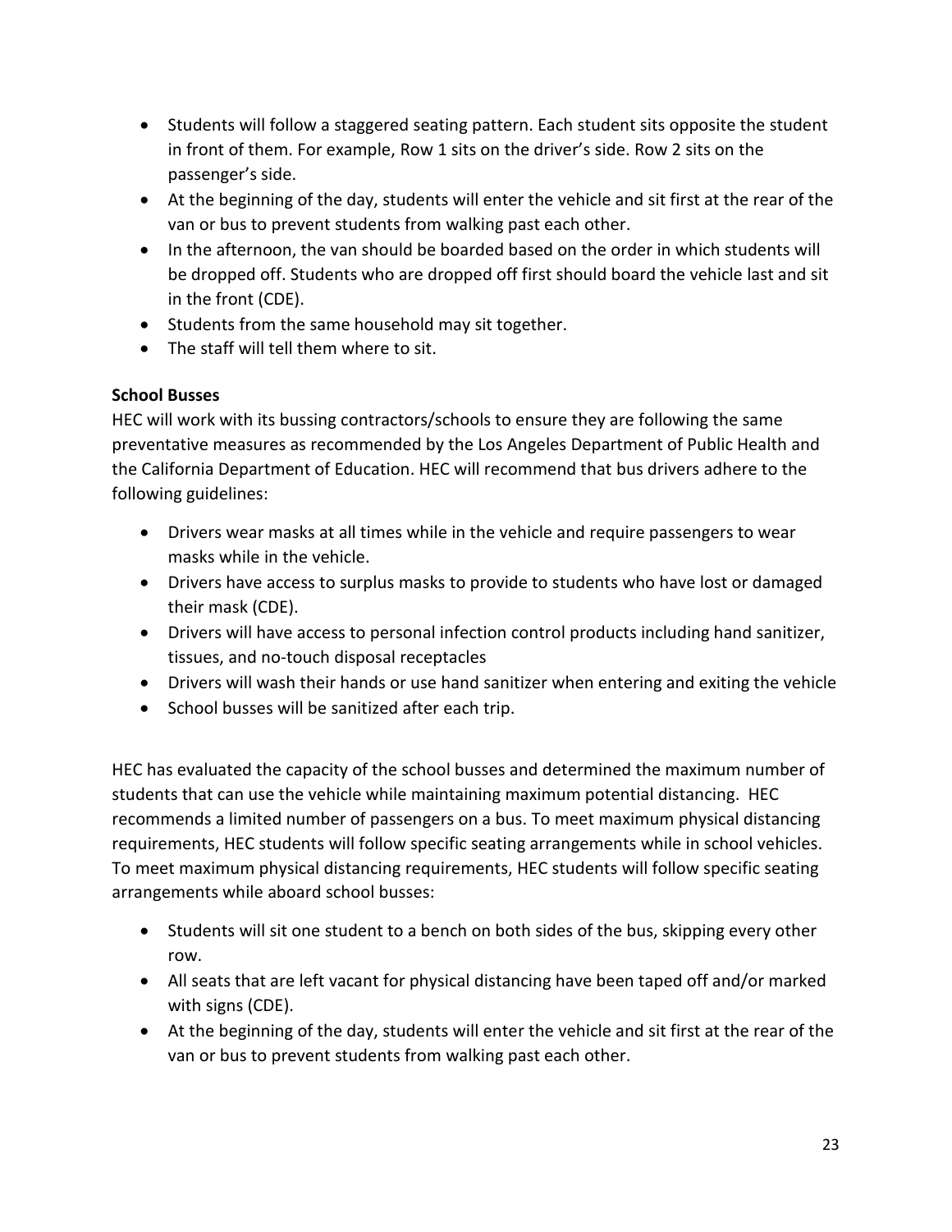- Students will follow a staggered seating pattern. Each student sits opposite the student in front of them. For example, Row 1 sits on the driver's side. Row 2 sits on the passenger's side.
- At the beginning of the day, students will enter the vehicle and sit first at the rear of the van or bus to prevent students from walking past each other.
- In the afternoon, the van should be boarded based on the order in which students will be dropped off. Students who are dropped off first should board the vehicle last and sit in the front (CDE).
- Students from the same household may sit together.
- The staff will tell them where to sit.

**School Busses**

HEC will work with its bussing contractors/schools to ensure they are following the same preventative measures as recommended by the Los Angeles Department of Public Health and the California Department of Education. HEC will recommend that bus drivers adhere to the following guidelines:

- Drivers wear masks at all times while in the vehicle and require passengers to wear masks while in the vehicle.
- Drivers have access to surplus masks to provide to students who have lost or damaged their mask (CDE).
- Drivers will have access to personal infection control products including hand sanitizer, tissues, and no-touch disposal receptacles
- Drivers will wash their hands or use hand sanitizer when entering and exiting the vehicle
- School busses will be sanitized after each trip.

HEC has evaluated the capacity of the school busses and determined the maximum number of students that can use the vehicle while maintaining maximum potential distancing. HEC recommends a limited number of passengers on a bus. To meet maximum physical distancing requirements, HEC students will follow specific seating arrangements while in school vehicles. To meet maximum physical distancing requirements, HEC students will follow specific seating arrangements while aboard school busses:

- Students will sit one student to a bench on both sides of the bus, skipping every other row.
- All seats that are left vacant for physical distancing have been taped off and/or marked with signs (CDE).
- At the beginning of the day, students will enter the vehicle and sit first at the rear of the van or bus to prevent students from walking past each other.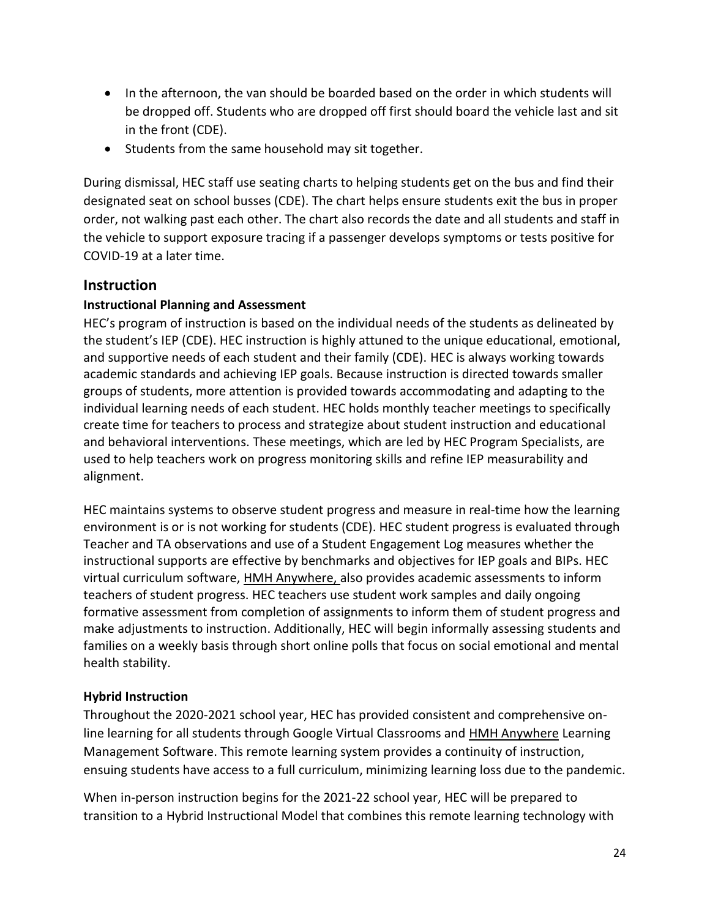- In the afternoon, the van should be boarded based on the order in which students will be dropped off. Students who are dropped off first should board the vehicle last and sit in the front (CDE).
- Students from the same household may sit together.

During dismissal, HEC staff use seating charts to helping students get on the bus and find their designated seat on school busses (CDE). The chart helps ensure students exit the bus in proper order, not walking past each other. The chart also records the date and all students and staff in the vehicle to support exposure tracing if a passenger develops symptoms or tests positive for COVID-19 at a later time.

## Instruction

### Instructional Planning and Assessment

HEC's program of instruction is based on the individual needs of the students as delineated by the student's IEP (CDE). HEC instruction is highly attuned to the unique educational, emotional, and supportive needs of each student and their family (CDE). HEC is always working towards academic standards and achieving IEP goals. Because instruction is directed towards smaller groups of students, more attention is provided towards accommodating and adapting to the individual learning needs of each student. HEC holds monthly teacher meetings to specifically create time for teachers to process and strategize about student instruction and educational and behavioral interventions. These meetings, which are led by HEC Program Specialists, are used to help teachers work on progress monitoring skills and refine IEP measurability and alignment.

HEC maintains systems to observe student progress and measure in real-time how the learning environment is or is not working for students (CDE). HEC student progress is evaluated through Teacher and TA observations and use of a Student Engagement Log measures whether the instructional supports are effective by benchmarks and objectives for IEP goals and BIPs. HEC virtual curriculum software, HMH Anywhere, also provides academic assessments to inform teachers of student progress. HEC teachers use student work samples and daily ongoing formative assessment from completion of assignments to inform them of student progress and make adjustments to instruction. Additionally, HEC will begin informally assessing students and families on a weekly basis through short online polls that focus on social emotional and mental health stability.

### Hybrid Instruction

Throughout the 2020-2021 school year, HEC has provided consistent and comprehensive on-line learning for all students through Google Virtual Classrooms and HMH Anywhere Learning Management Software. This remote learning system provides a continuity of instruction, ensuing students have access to a full curriculum, minimizing learning loss due to the pandemic.

When in-person instruction begins for the 2021-22 school year, HEC will be prepared to transition to a Hybrid Instructional Model that combines this remote learning technology with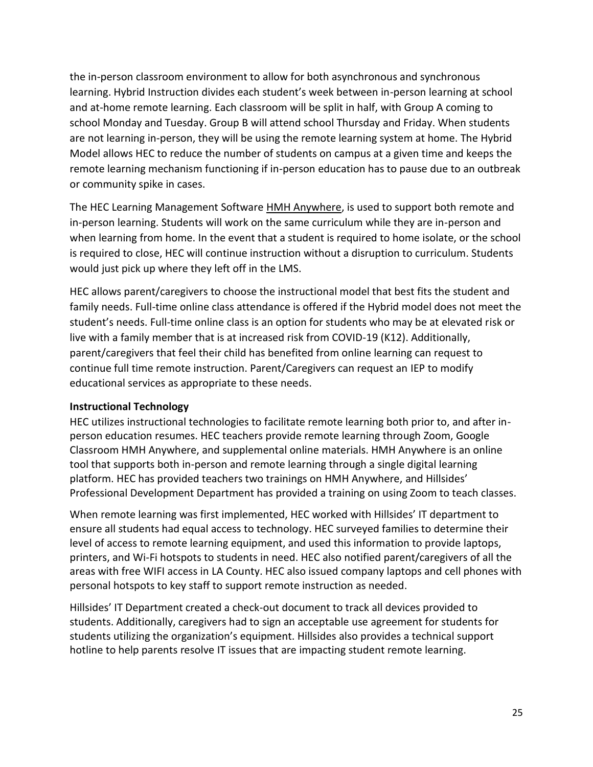the in-person classroom environment to allow for both asynchronous and synchronous learning. Hybrid Instruction divides each student's week between in-person learning at school and at-home remote learning. Each classroom will be split in half, with Group A coming to school Monday and Tuesday. Group B will attend school Thursday and Friday. When students are not learning in-person, they will be using the remote learning system at home. The Hybrid Model allows HEC to reduce the number of students on campus at a given time and keeps the remote learning mechanism functioning if in-person education has to pause due to an outbreak or community spike in cases.

The HEC Learning Management Software HMH Anywhere, is used to support both remote and in-person learning. Students will work on the same curriculum while they are in-person and when learning from home. In the event that a student is required to home isolate, or the school is required to close, HEC will continue instruction without a disruption to curriculum. Students would just pick up where they left off in the LMS.

HEC allows parent/caregivers to choose the instructional model that best fits the student and family needs. Full-time online class attendance is offered if the Hybrid model does not meet the student's needs. Full-time online class is an option for students who may be at elevated risk or live with a family member that is at increased risk from COVID-19 (K12). Additionally, parent/caregivers that feel their child has benefited from online learning can request to continue full time remote instruction. Parent/Caregivers can request an IEP to modify educational services as appropriate to these needs.

**Instructional Technology**

HEC utilizes instructional technologies to facilitate remote learning both prior to, and after in-person education resumes. HEC teachers provide remote learning through Zoom, Google Classroom HMH Anywhere, and supplemental online materials. HMH Anywhere is an online tool that supports both in-person and remote learning through a single digital learning platform. HEC has provided teachers two trainings on HMH Anywhere, and Hillsides' Professional Development Department has provided a training on using Zoom to teach classes.

When remote learning was first implemented, HEC worked with Hillsides' IT department to ensure all students had equal access to technology. HEC surveyed families to determine their level of access to remote learning equipment, and used this information to provide laptops, printers, and Wi-Fi hotspots to students in need. HEC also notified parent/caregivers of all the areas with free WIFI access in LA County. HEC also issued company laptops and cell phones with personal hotspots to key staff to support remote instruction as needed.

Hillsides' IT Department created a check-out document to track all devices provided to students. Additionally, caregivers had to sign an acceptable use agreement for students for students utilizing the organization's equipment. Hillsides also provides a technical support hotline to help parents resolve IT issues that are impacting student remote learning.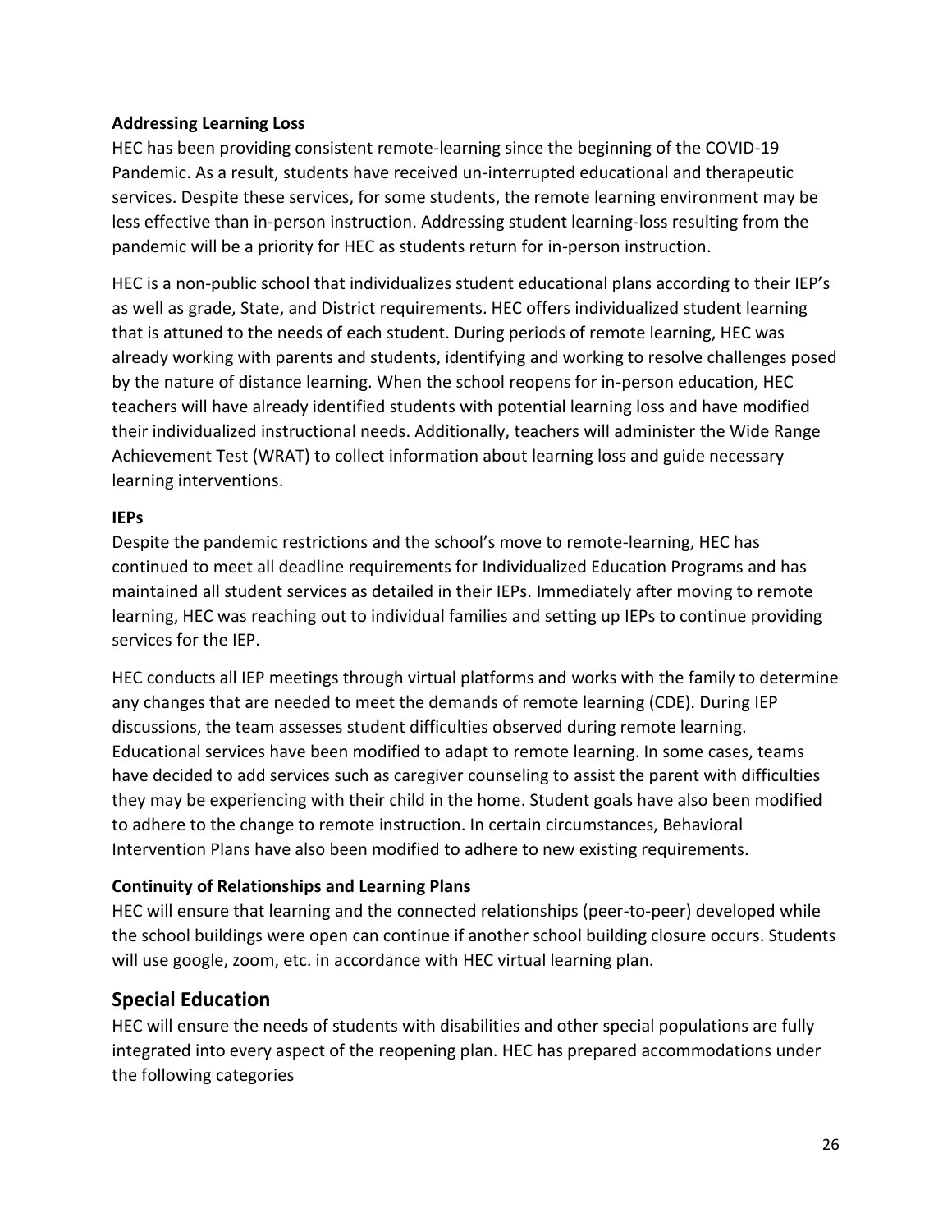**Addressing Learning Loss**

HEC has been providing consistent remote-learning since the beginning of the COVID-19 Pandemic. As a result, students have received un-interrupted educational and therapeutic services. Despite these services, for some students, the remote learning environment may be less effective than in-person instruction. Addressing student learning-loss resulting from the pandemic will be a priority for HEC as students return for in-person instruction.

HEC is a non-public school that individualizes student educational plans according to their IEP's as well as grade, State, and District requirements. HEC offers individualized student learning that is attuned to the needs of each student. During periods of remote learning, HEC was already working with parents and students, identifying and working to resolve challenges posed by the nature of distance learning. When the school reopens for in-person education, HEC teachers will have already identified students with potential learning loss and have modified their individualized instructional needs. Additionally, teachers will administer the Wide Range Achievement Test (WRAT) to collect information about learning loss and guide necessary learning interventions.

**IEPs**

Despite the pandemic restrictions and the school's move to remote-learning, HEC has continued to meet all deadline requirements for Individualized Education Programs and has maintained all student services as detailed in their IEPs. Immediately after moving to remote learning, HEC was reaching out to individual families and setting up IEPs to continue providing services for the IEP.

HEC conducts all IEP meetings through virtual platforms and works with the family to determine any changes that are needed to meet the demands of remote learning (CDE). During IEP discussions, the team assesses student difficulties observed during remote learning. Educational services have been modified to adapt to remote learning. In some cases, teams have decided to add services such as caregiver counseling to assist the parent with difficulties they may be experiencing with their child in the home. Student goals have also been modified to adhere to the change to remote instruction. In certain circumstances, Behavioral Intervention Plans have also been modified to adhere to new existing requirements.

**Continuity of Relationships and Learning Plans**

HEC will ensure that learning and the connected relationships (peer-to-peer) developed while the school buildings were open can continue if another school building closure occurs. Students will use google, zoom, etc. in accordance with HEC virtual learning plan.

## Special Education

HEC will ensure the needs of students with disabilities and other special populations are fully integrated into every aspect of the reopening plan. HEC has prepared accommodations under the following categories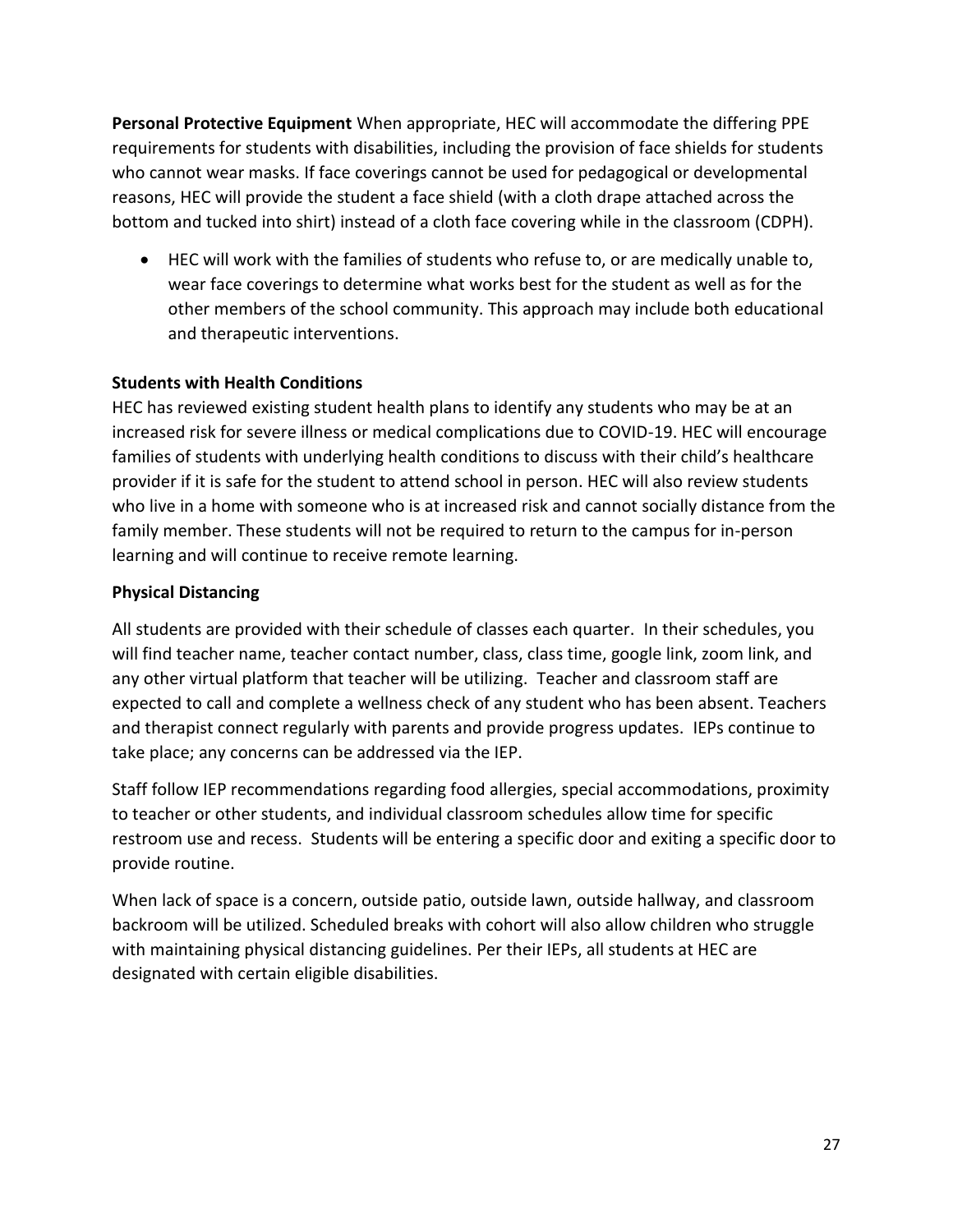**Personal Protective Equipment** When appropriate, HEC will accommodate the differing PPE requirements for students with disabilities, including the provision of face shields for students who cannot wear masks. If face coverings cannot be used for pedagogical or developmental reasons, HEC will provide the student a face shield (with a cloth drape attached across the bottom and tucked into shirt) instead of a cloth face covering while in the classroom (CDPH).

- HEC will work with the families of students who refuse to, or are medically unable to, wear face coverings to determine what works best for the student as well as for the other members of the school community. This approach may include both educational and therapeutic interventions.

**Students with Health Conditions**

HEC has reviewed existing student health plans to identify any students who may be at an increased risk for severe illness or medical complications due to COVID-19. HEC will encourage families of students with underlying health conditions to discuss with their child's healthcare provider if it is safe for the student to attend school in person. HEC will also review students who live in a home with someone who is at increased risk and cannot socially distance from the family member. These students will not be required to return to the campus for in-person learning and will continue to receive remote learning.

**Physical Distancing**

All students are provided with their schedule of classes each quarter. In their schedules, you will find teacher name, teacher contact number, class, class time, google link, zoom link, and any other virtual platform that teacher will be utilizing. Teacher and classroom staff are expected to call and complete a wellness check of any student who has been absent. Teachers and therapist connect regularly with parents and provide progress updates. IEPs continue to take place; any concerns can be addressed via the IEP.

Staff follow IEP recommendations regarding food allergies, special accommodations, proximity to teacher or other students, and individual classroom schedules allow time for specific restroom use and recess. Students will be entering a specific door and exiting a specific door to provide routine.

When lack of space is a concern, outside patio, outside lawn, outside hallway, and classroom backroom will be utilized. Scheduled breaks with cohort will also allow children who struggle with maintaining physical distancing guidelines. Per their IEPs, all students at HEC are designated with certain eligible disabilities.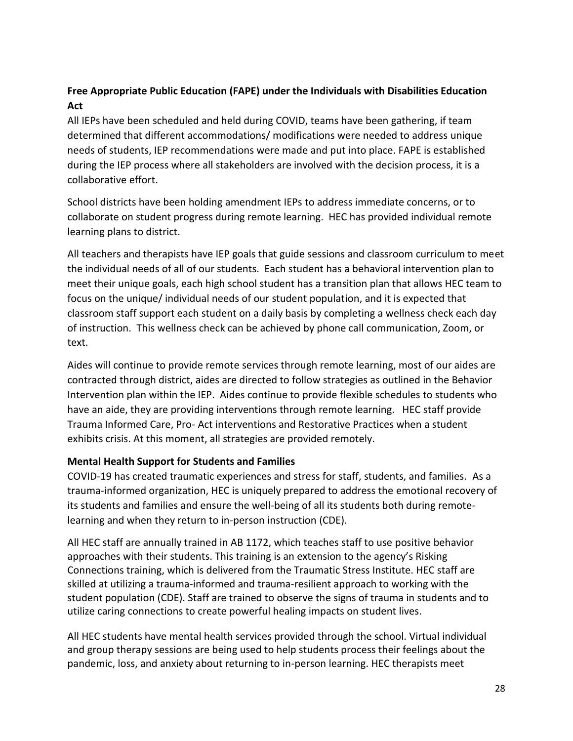**Free Appropriate Public Education (FAPE) under the Individuals with Disabilities Education Act**

All IEPs have been scheduled and held during COVID, teams have been gathering, if team determined that different accommodations/ modifications were needed to address unique needs of students, IEP recommendations were made and put into place. FAPE is established during the IEP process where all stakeholders are involved with the decision process, it is a collaborative effort.

School districts have been holding amendment IEPs to address immediate concerns, or to collaborate on student progress during remote learning. HEC has provided individual remote learning plans to district.

All teachers and therapists have IEP goals that guide sessions and classroom curriculum to meet the individual needs of all of our students. Each student has a behavioral intervention plan to meet their unique goals, each high school student has a transition plan that allows HEC team to focus on the unique/ individual needs of our student population, and it is expected that classroom staff support each student on a daily basis by completing a wellness check each day of instruction. This wellness check can be achieved by phone call communication, Zoom, or text.

Aides will continue to provide remote services through remote learning, most of our aides are contracted through district, aides are directed to follow strategies as outlined in the Behavior Intervention plan within the IEP. Aides continue to provide flexible schedules to students who have an aide, they are providing interventions through remote learning. HEC staff provide Trauma Informed Care, Pro- Act interventions and Restorative Practices when a student exhibits crisis. At this moment, all strategies are provided remotely.

**Mental Health Support for Students and Families**

COVID-19 has created traumatic experiences and stress for staff, students, and families. As a trauma-informed organization, HEC is uniquely prepared to address the emotional recovery of its students and families and ensure the well-being of all its students both during remote-learning and when they return to in-person instruction (CDE).

All HEC staff are annually trained in AB 1172, which teaches staff to use positive behavior approaches with their students. This training is an extension to the agency's Risking Connections training, which is delivered from the Traumatic Stress Institute. HEC staff are skilled at utilizing a trauma-informed and trauma-resilient approach to working with the student population (CDE). Staff are trained to observe the signs of trauma in students and to utilize caring connections to create powerful healing impacts on student lives.

All HEC students have mental health services provided through the school. Virtual individual and group therapy sessions are being used to help students process their feelings about the pandemic, loss, and anxiety about returning to in-person learning. HEC therapists meet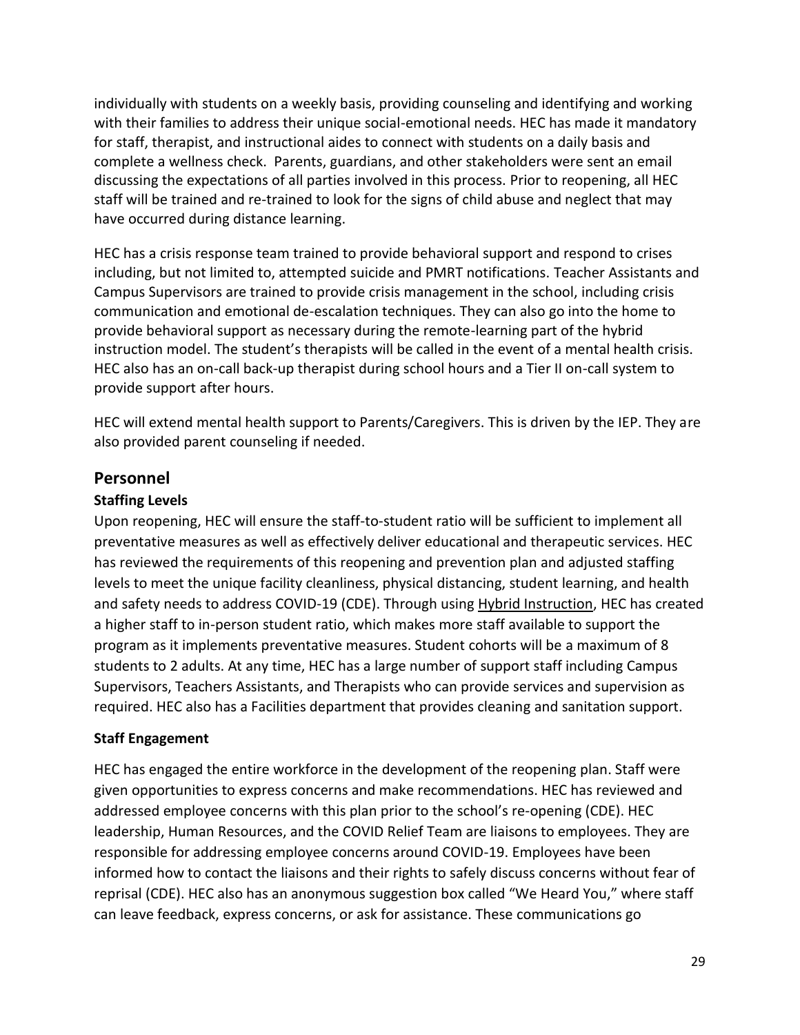individually with students on a weekly basis, providing counseling and identifying and working with their families to address their unique social-emotional needs. HEC has made it mandatory for staff, therapist, and instructional aides to connect with students on a daily basis and complete a wellness check. Parents, guardians, and other stakeholders were sent an email discussing the expectations of all parties involved in this process. Prior to reopening, all HEC staff will be trained and re-trained to look for the signs of child abuse and neglect that may have occurred during distance learning.

HEC has a crisis response team trained to provide behavioral support and respond to crises including, but not limited to, attempted suicide and PMRT notifications. Teacher Assistants and Campus Supervisors are trained to provide crisis management in the school, including crisis communication and emotional de-escalation techniques. They can also go into the home to provide behavioral support as necessary during the remote-learning part of the hybrid instruction model. The student's therapists will be called in the event of a mental health crisis. HEC also has an on-call back-up therapist during school hours and a Tier II on-call system to provide support after hours.

HEC will extend mental health support to Parents/Caregivers. This is driven by the IEP. They are also provided parent counseling if needed.

## Personnel

### Staffing Levels

Upon reopening, HEC will ensure the staff-to-student ratio will be sufficient to implement all preventative measures as well as effectively deliver educational and therapeutic services. HEC has reviewed the requirements of this reopening and prevention plan and adjusted staffing levels to meet the unique facility cleanliness, physical distancing, student learning, and health and safety needs to address COVID-19 (CDE). Through using Hybrid Instruction, HEC has created a higher staff to in-person student ratio, which makes more staff available to support the program as it implements preventative measures. Student cohorts will be a maximum of 8 students to 2 adults. At any time, HEC has a large number of support staff including Campus Supervisors, Teachers Assistants, and Therapists who can provide services and supervision as required. HEC also has a Facilities department that provides cleaning and sanitation support.

### Staff Engagement

HEC has engaged the entire workforce in the development of the reopening plan. Staff were given opportunities to express concerns and make recommendations. HEC has reviewed and addressed employee concerns with this plan prior to the school's re-opening (CDE). HEC leadership, Human Resources, and the COVID Relief Team are liaisons to employees. They are responsible for addressing employee concerns around COVID-19. Employees have been informed how to contact the liaisons and their rights to safely discuss concerns without fear of reprisal (CDE). HEC also has an anonymous suggestion box called "We Heard You," where staff can leave feedback, express concerns, or ask for assistance. These communications go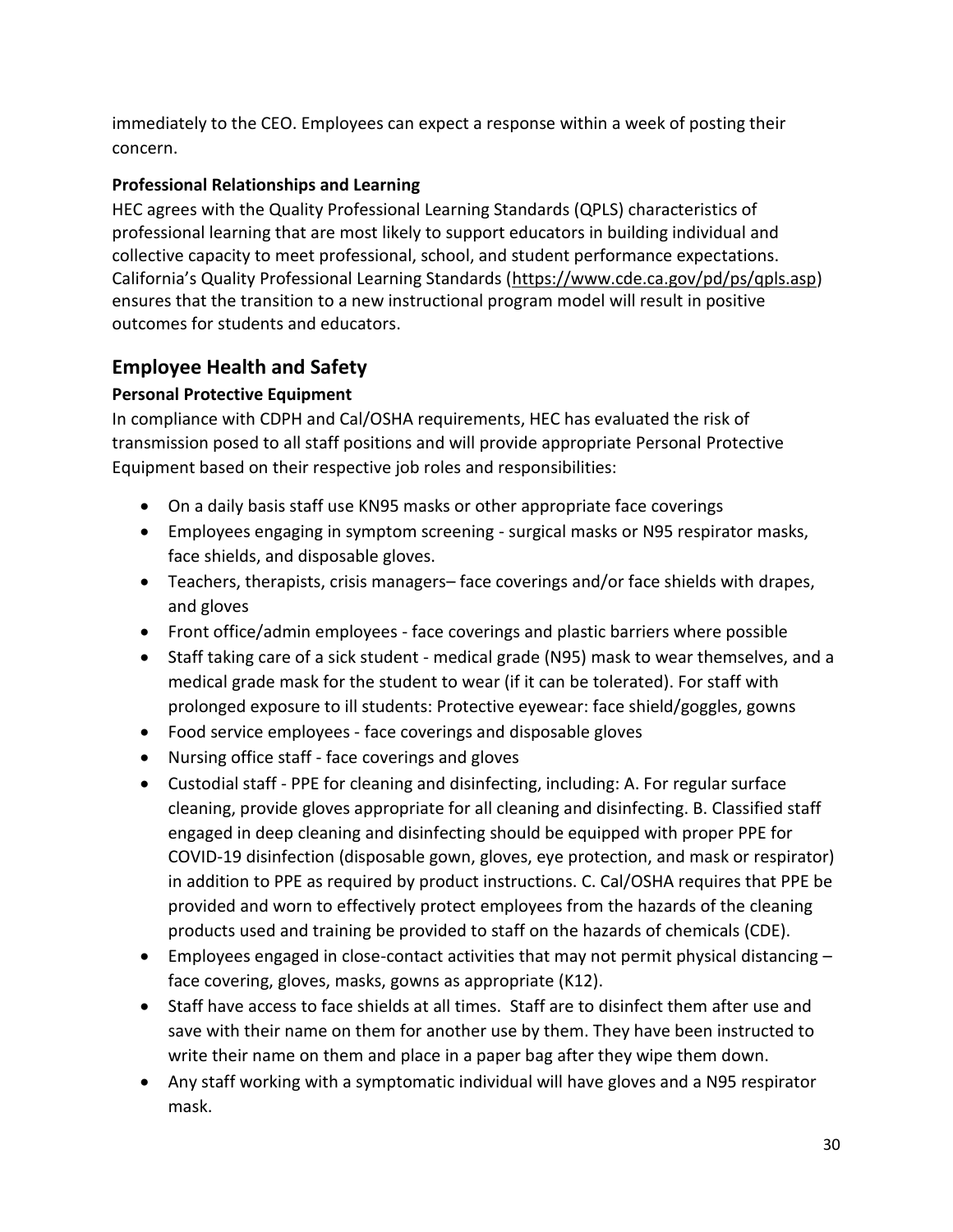immediately to the CEO. Employees can expect a response within a week of posting their concern.

**Professional Relationships and Learning**

HEC agrees with the Quality Professional Learning Standards (QPLS) characteristics of professional learning that are most likely to support educators in building individual and collective capacity to meet professional, school, and student performance expectations. California's Quality Professional Learning Standards (https://www.cde.ca.gov/pd/ps/qpls.asp) ensures that the transition to a new instructional program model will result in positive outcomes for students and educators.

## Employee Health and Safety

**Personal Protective Equipment**

In compliance with CDPH and Cal/OSHA requirements, HEC has evaluated the risk of transmission posed to all staff positions and will provide appropriate Personal Protective Equipment based on their respective job roles and responsibilities:

- On a daily basis staff use KN95 masks or other appropriate face coverings
- Employees engaging in symptom screening - surgical masks or N95 respirator masks, face shields, and disposable gloves.
- Teachers, therapists, crisis managers– face coverings and/or face shields with drapes, and gloves
- Front office/admin employees - face coverings and plastic barriers where possible
- Staff taking care of a sick student - medical grade (N95) mask to wear themselves, and a medical grade mask for the student to wear (if it can be tolerated). For staff with prolonged exposure to ill students: Protective eyewear: face shield/goggles, gowns
- Food service employees - face coverings and disposable gloves
- Nursing office staff - face coverings and gloves
- Custodial staff - PPE for cleaning and disinfecting, including: A. For regular surface cleaning, provide gloves appropriate for all cleaning and disinfecting. B. Classified staff engaged in deep cleaning and disinfecting should be equipped with proper PPE for COVID-19 disinfection (disposable gown, gloves, eye protection, and mask or respirator) in addition to PPE as required by product instructions. C. Cal/OSHA requires that PPE be provided and worn to effectively protect employees from the hazards of the cleaning products used and training be provided to staff on the hazards of chemicals (CDE).
- Employees engaged in close-contact activities that may not permit physical distancing – face covering, gloves, masks, gowns as appropriate (K12).
- Staff have access to face shields at all times. Staff are to disinfect them after use and save with their name on them for another use by them. They have been instructed to write their name on them and place in a paper bag after they wipe them down.
- Any staff working with a symptomatic individual will have gloves and a N95 respirator mask.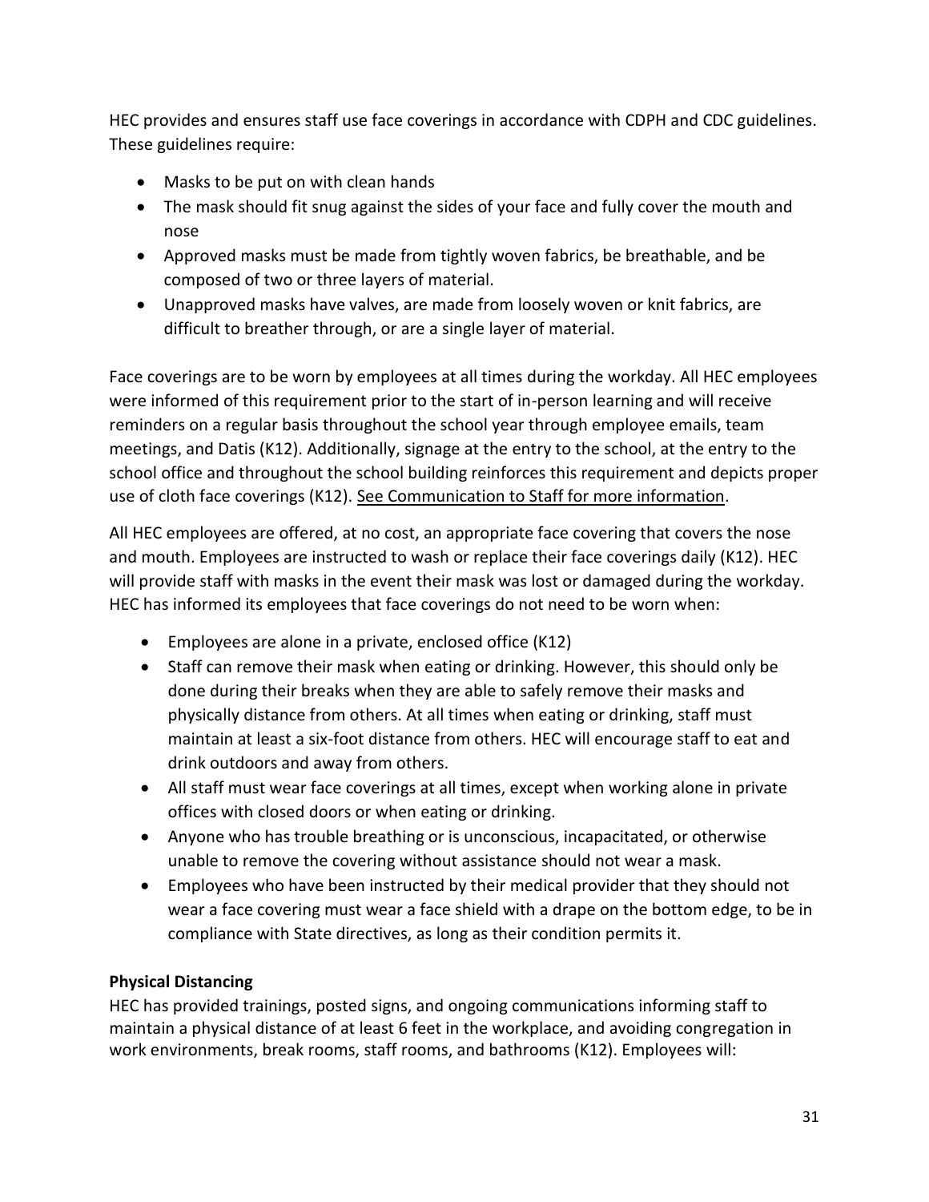HEC provides and ensures staff use face coverings in accordance with CDPH and CDC guidelines. These guidelines require:

- Masks to be put on with clean hands
- The mask should fit snug against the sides of your face and fully cover the mouth and nose
- Approved masks must be made from tightly woven fabrics, be breathable, and be composed of two or three layers of material.
- Unapproved masks have valves, are made from loosely woven or knit fabrics, are difficult to breather through, or are a single layer of material.

Face coverings are to be worn by employees at all times during the workday. All HEC employees were informed of this requirement prior to the start of in-person learning and will receive reminders on a regular basis throughout the school year through employee emails, team meetings, and Datis (K12). Additionally, signage at the entry to the school, at the entry to the school office and throughout the school building reinforces this requirement and depicts proper use of cloth face coverings (K12). See Communication to Staff for more information.

All HEC employees are offered, at no cost, an appropriate face covering that covers the nose and mouth. Employees are instructed to wash or replace their face coverings daily (K12). HEC will provide staff with masks in the event their mask was lost or damaged during the workday. HEC has informed its employees that face coverings do not need to be worn when:

- Employees are alone in a private, enclosed office (K12)
- Staff can remove their mask when eating or drinking. However, this should only be done during their breaks when they are able to safely remove their masks and physically distance from others. At all times when eating or drinking, staff must maintain at least a six-foot distance from others. HEC will encourage staff to eat and drink outdoors and away from others.
- All staff must wear face coverings at all times, except when working alone in private offices with closed doors or when eating or drinking.
- Anyone who has trouble breathing or is unconscious, incapacitated, or otherwise unable to remove the covering without assistance should not wear a mask.
- Employees who have been instructed by their medical provider that they should not wear a face covering must wear a face shield with a drape on the bottom edge, to be in compliance with State directives, as long as their condition permits it.

**Physical Distancing**

HEC has provided trainings, posted signs, and ongoing communications informing staff to maintain a physical distance of at least 6 feet in the workplace, and avoiding congregation in work environments, break rooms, staff rooms, and bathrooms (K12). Employees will: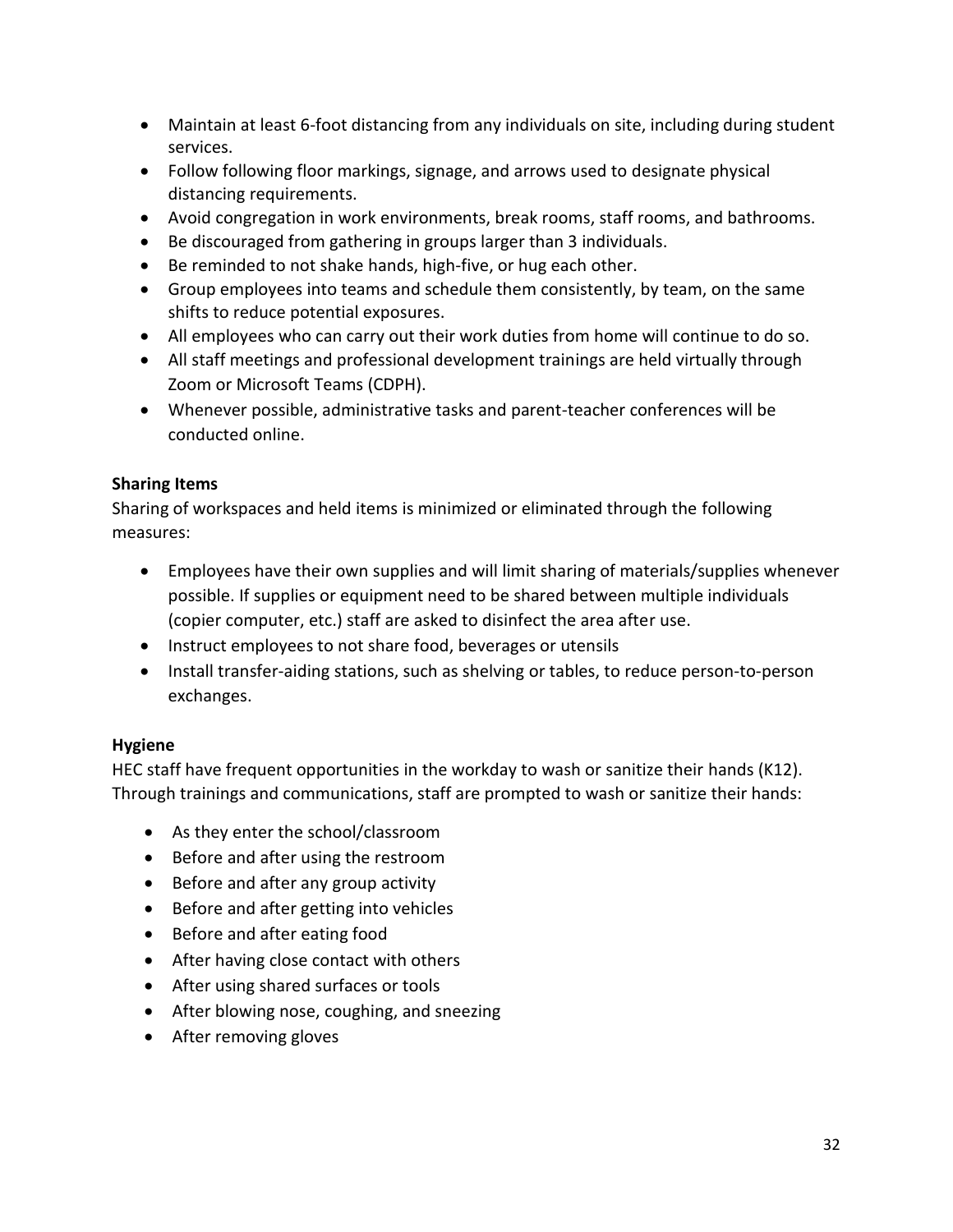- Maintain at least 6-foot distancing from any individuals on site, including during student services.
- Follow following floor markings, signage, and arrows used to designate physical distancing requirements.
- Avoid congregation in work environments, break rooms, staff rooms, and bathrooms.
- Be discouraged from gathering in groups larger than 3 individuals.
- Be reminded to not shake hands, high-five, or hug each other.
- Group employees into teams and schedule them consistently, by team, on the same shifts to reduce potential exposures.
- All employees who can carry out their work duties from home will continue to do so.
- All staff meetings and professional development trainings are held virtually through Zoom or Microsoft Teams (CDPH).
- Whenever possible, administrative tasks and parent-teacher conferences will be conducted online.

**Sharing Items**

Sharing of workspaces and held items is minimized or eliminated through the following measures:

- Employees have their own supplies and will limit sharing of materials/supplies whenever possible. If supplies or equipment need to be shared between multiple individuals (copier computer, etc.) staff are asked to disinfect the area after use.
- Instruct employees to not share food, beverages or utensils
- Install transfer-aiding stations, such as shelving or tables, to reduce person-to-person exchanges.

**Hygiene**

HEC staff have frequent opportunities in the workday to wash or sanitize their hands (K12). Through trainings and communications, staff are prompted to wash or sanitize their hands:

- As they enter the school/classroom
- Before and after using the restroom
- Before and after any group activity
- Before and after getting into vehicles
- Before and after eating food
- After having close contact with others
- After using shared surfaces or tools
- After blowing nose, coughing, and sneezing
- After removing gloves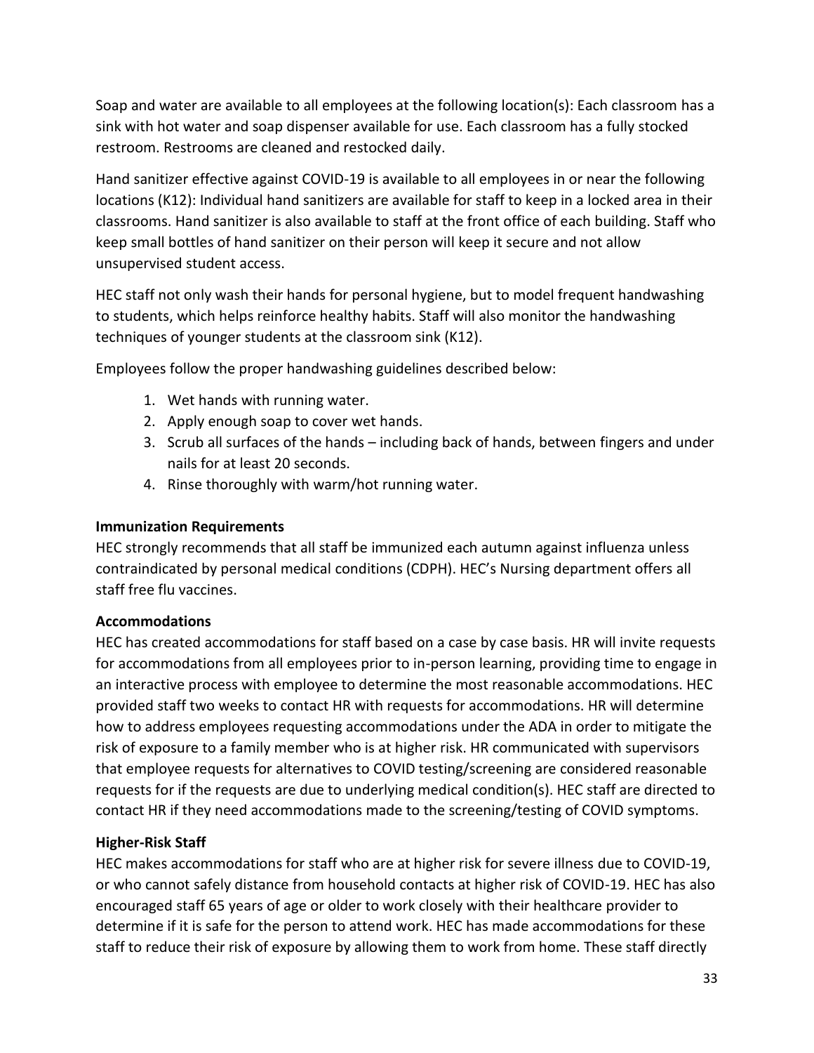Soap and water are available to all employees at the following location(s): Each classroom has a sink with hot water and soap dispenser available for use. Each classroom has a fully stocked restroom. Restrooms are cleaned and restocked daily.

Hand sanitizer effective against COVID-19 is available to all employees in or near the following locations (K12): Individual hand sanitizers are available for staff to keep in a locked area in their classrooms. Hand sanitizer is also available to staff at the front office of each building. Staff who keep small bottles of hand sanitizer on their person will keep it secure and not allow unsupervised student access.

HEC staff not only wash their hands for personal hygiene, but to model frequent handwashing to students, which helps reinforce healthy habits. Staff will also monitor the handwashing techniques of younger students at the classroom sink (K12).

Employees follow the proper handwashing guidelines described below:

1. Wet hands with running water.
2. Apply enough soap to cover wet hands.
3. Scrub all surfaces of the hands – including back of hands, between fingers and under nails for at least 20 seconds.
4. Rinse thoroughly with warm/hot running water.

**Immunization Requirements**

HEC strongly recommends that all staff be immunized each autumn against influenza unless contraindicated by personal medical conditions (CDPH). HEC's Nursing department offers all staff free flu vaccines.

**Accommodations**

HEC has created accommodations for staff based on a case by case basis. HR will invite requests for accommodations from all employees prior to in-person learning, providing time to engage in an interactive process with employee to determine the most reasonable accommodations. HEC provided staff two weeks to contact HR with requests for accommodations. HR will determine how to address employees requesting accommodations under the ADA in order to mitigate the risk of exposure to a family member who is at higher risk. HR communicated with supervisors that employee requests for alternatives to COVID testing/screening are considered reasonable requests for if the requests are due to underlying medical condition(s). HEC staff are directed to contact HR if they need accommodations made to the screening/testing of COVID symptoms.

**Higher-Risk Staff**

HEC makes accommodations for staff who are at higher risk for severe illness due to COVID-19, or who cannot safely distance from household contacts at higher risk of COVID-19. HEC has also encouraged staff 65 years of age or older to work closely with their healthcare provider to determine if it is safe for the person to attend work. HEC has made accommodations for these staff to reduce their risk of exposure by allowing them to work from home. These staff directly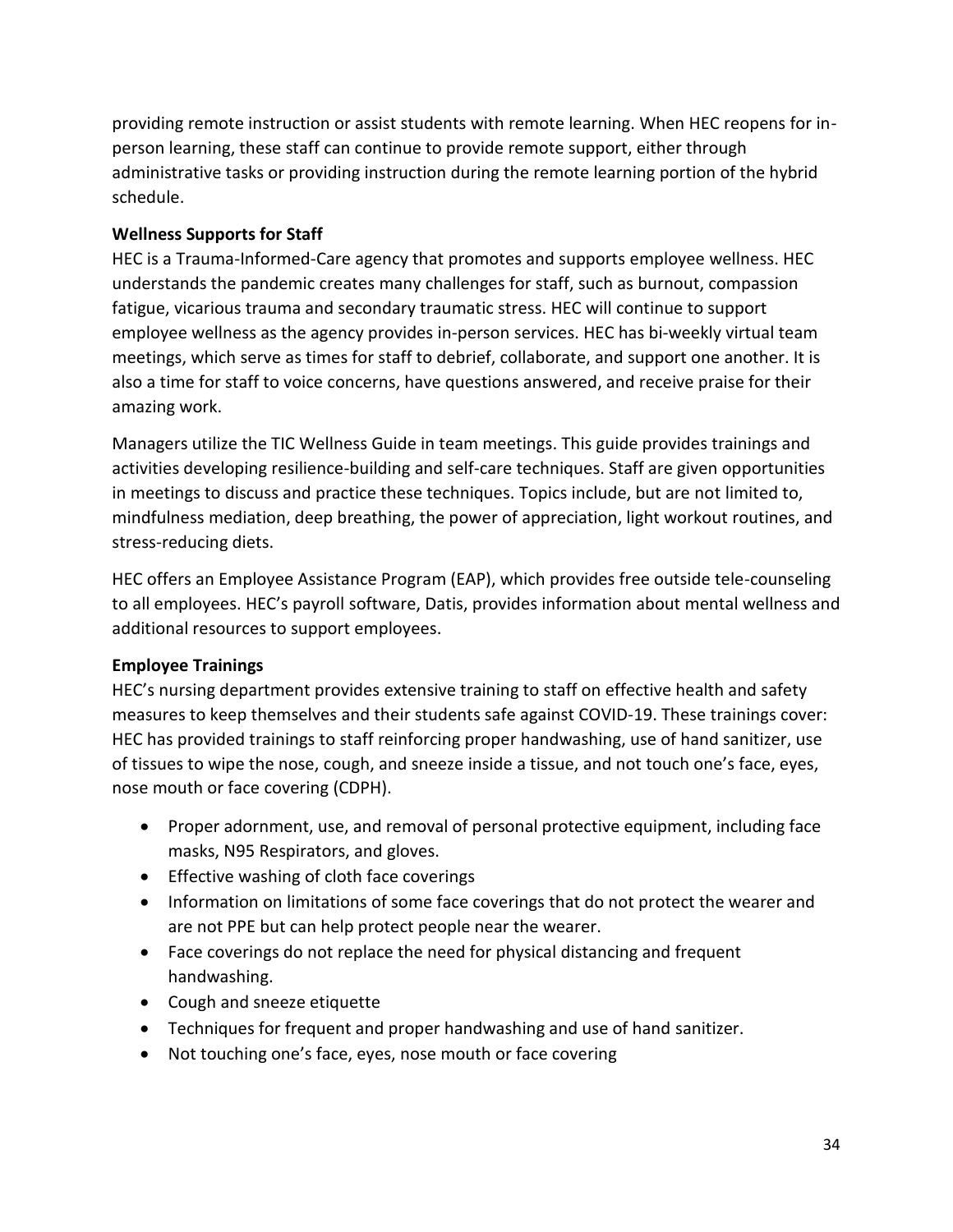providing remote instruction or assist students with remote learning. When HEC reopens for in-person learning, these staff can continue to provide remote support, either through administrative tasks or providing instruction during the remote learning portion of the hybrid schedule.

**Wellness Supports for Staff**

HEC is a Trauma-Informed-Care agency that promotes and supports employee wellness. HEC understands the pandemic creates many challenges for staff, such as burnout, compassion fatigue, vicarious trauma and secondary traumatic stress. HEC will continue to support employee wellness as the agency provides in-person services. HEC has bi-weekly virtual team meetings, which serve as times for staff to debrief, collaborate, and support one another. It is also a time for staff to voice concerns, have questions answered, and receive praise for their amazing work.

Managers utilize the TIC Wellness Guide in team meetings. This guide provides trainings and activities developing resilience-building and self-care techniques. Staff are given opportunities in meetings to discuss and practice these techniques. Topics include, but are not limited to, mindfulness mediation, deep breathing, the power of appreciation, light workout routines, and stress-reducing diets.

HEC offers an Employee Assistance Program (EAP), which provides free outside tele-counseling to all employees. HEC's payroll software, Datis, provides information about mental wellness and additional resources to support employees.

**Employee Trainings**

HEC's nursing department provides extensive training to staff on effective health and safety measures to keep themselves and their students safe against COVID-19. These trainings cover: HEC has provided trainings to staff reinforcing proper handwashing, use of hand sanitizer, use of tissues to wipe the nose, cough, and sneeze inside a tissue, and not touch one's face, eyes, nose mouth or face covering (CDPH).

- Proper adornment, use, and removal of personal protective equipment, including face masks, N95 Respirators, and gloves.
- Effective washing of cloth face coverings
- Information on limitations of some face coverings that do not protect the wearer and are not PPE but can help protect people near the wearer.
- Face coverings do not replace the need for physical distancing and frequent handwashing.
- Cough and sneeze etiquette
- Techniques for frequent and proper handwashing and use of hand sanitizer.
- Not touching one's face, eyes, nose mouth or face covering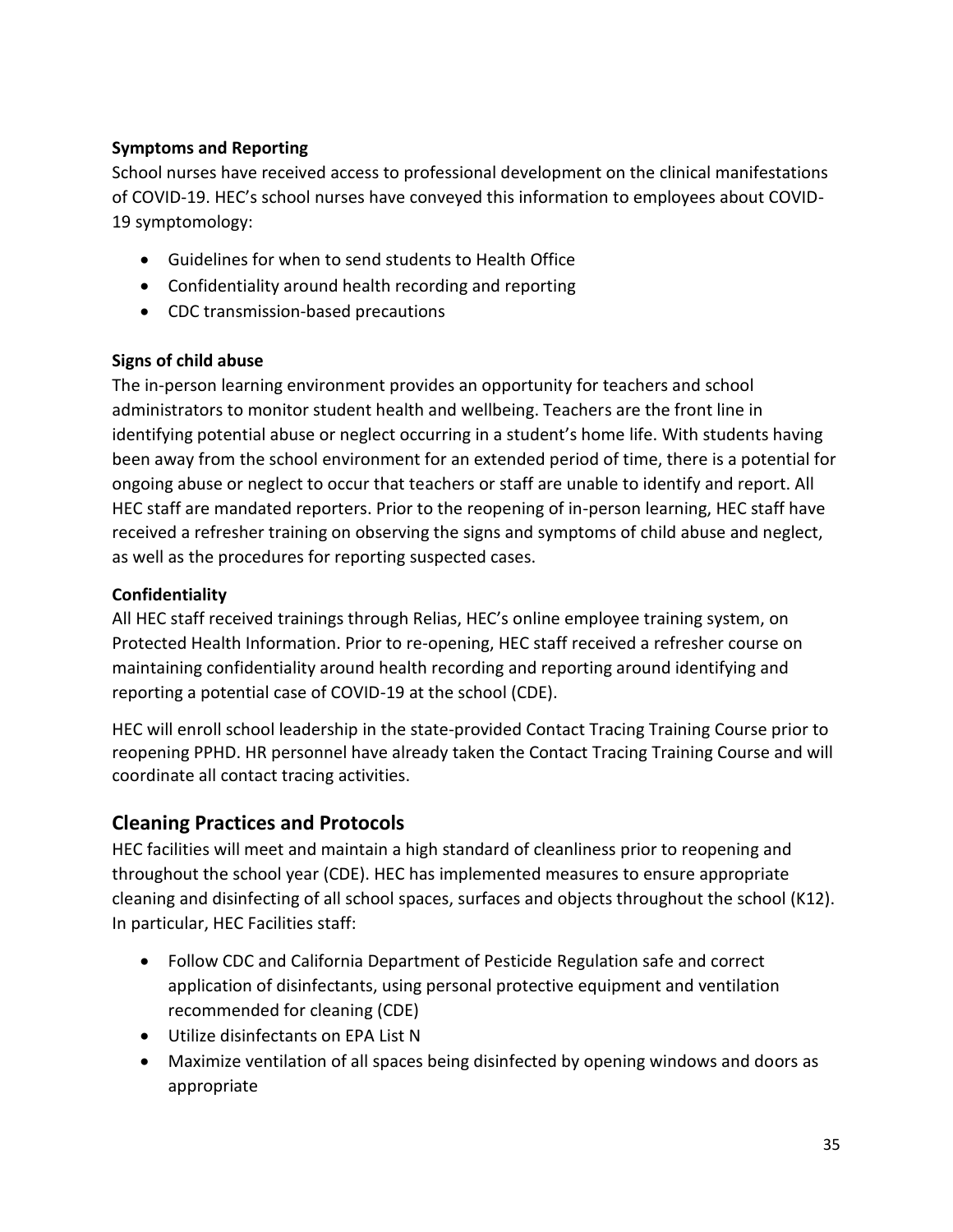### Symptoms and Reporting

School nurses have received access to professional development on the clinical manifestations of COVID-19. HEC's school nurses have conveyed this information to employees about COVID-19 symptomology:

- Guidelines for when to send students to Health Office
- Confidentiality around health recording and reporting
- CDC transmission-based precautions

### Signs of child abuse

The in-person learning environment provides an opportunity for teachers and school administrators to monitor student health and wellbeing. Teachers are the front line in identifying potential abuse or neglect occurring in a student's home life. With students having been away from the school environment for an extended period of time, there is a potential for ongoing abuse or neglect to occur that teachers or staff are unable to identify and report. All HEC staff are mandated reporters. Prior to the reopening of in-person learning, HEC staff have received a refresher training on observing the signs and symptoms of child abuse and neglect, as well as the procedures for reporting suspected cases.

### Confidentiality

All HEC staff received trainings through Relias, HEC's online employee training system, on Protected Health Information. Prior to re-opening, HEC staff received a refresher course on maintaining confidentiality around health recording and reporting around identifying and reporting a potential case of COVID-19 at the school (CDE).

HEC will enroll school leadership in the state-provided Contact Tracing Training Course prior to reopening PPHD. HR personnel have already taken the Contact Tracing Training Course and will coordinate all contact tracing activities.

## Cleaning Practices and Protocols

HEC facilities will meet and maintain a high standard of cleanliness prior to reopening and throughout the school year (CDE). HEC has implemented measures to ensure appropriate cleaning and disinfecting of all school spaces, surfaces and objects throughout the school (K12). In particular, HEC Facilities staff:

- Follow CDC and California Department of Pesticide Regulation safe and correct application of disinfectants, using personal protective equipment and ventilation recommended for cleaning (CDE)
- Utilize disinfectants on EPA List N
- Maximize ventilation of all spaces being disinfected by opening windows and doors as appropriate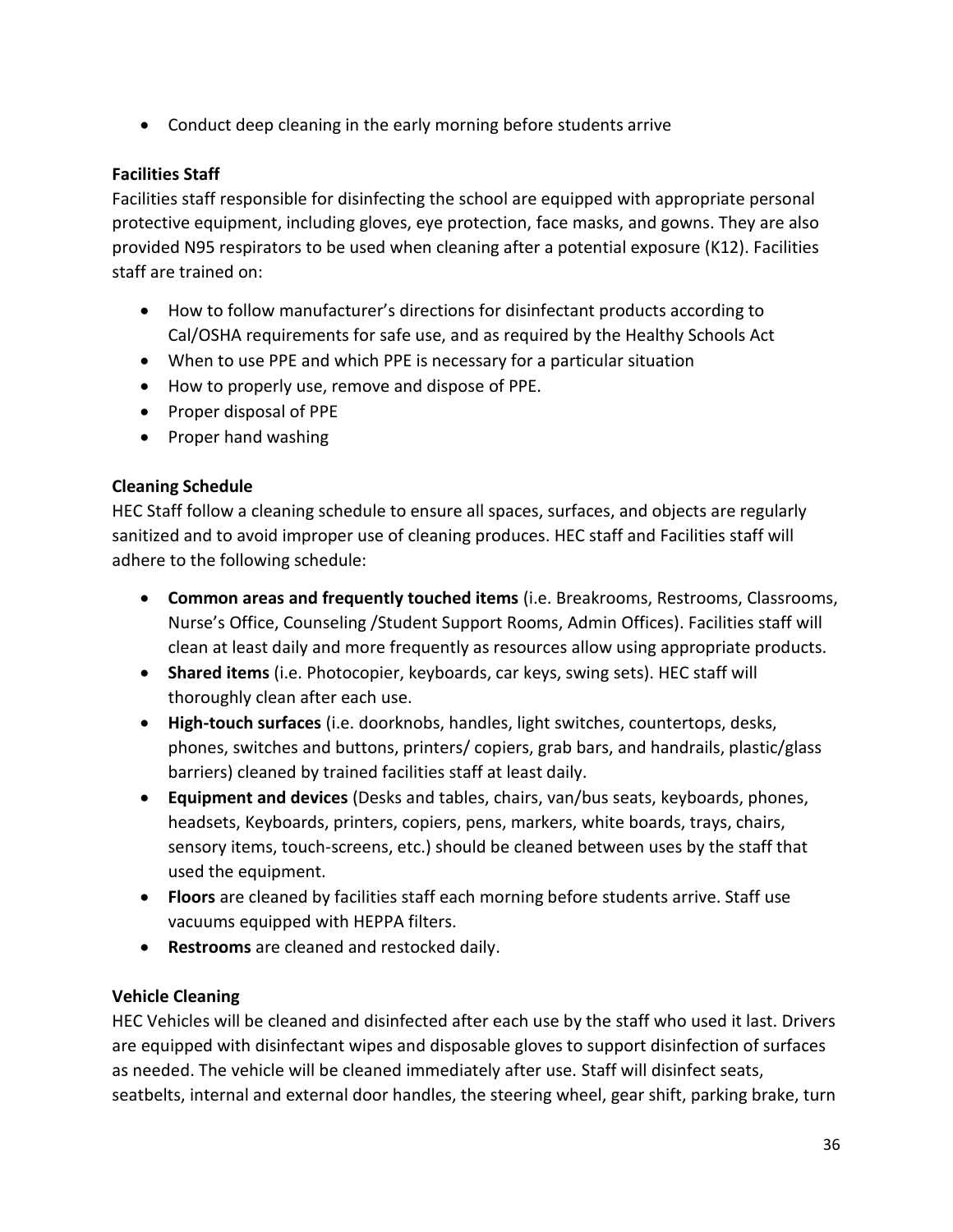- Conduct deep cleaning in the early morning before students arrive

**Facilities Staff**

Facilities staff responsible for disinfecting the school are equipped with appropriate personal protective equipment, including gloves, eye protection, face masks, and gowns. They are also provided N95 respirators to be used when cleaning after a potential exposure (K12). Facilities staff are trained on:

- How to follow manufacturer's directions for disinfectant products according to Cal/OSHA requirements for safe use, and as required by the Healthy Schools Act
- When to use PPE and which PPE is necessary for a particular situation
- How to properly use, remove and dispose of PPE.
- Proper disposal of PPE
- Proper hand washing

**Cleaning Schedule**

HEC Staff follow a cleaning schedule to ensure all spaces, surfaces, and objects are regularly sanitized and to avoid improper use of cleaning produces. HEC staff and Facilities staff will adhere to the following schedule:

- **Common areas and frequently touched items** (i.e. Breakrooms, Restrooms, Classrooms, Nurse's Office, Counseling /Student Support Rooms, Admin Offices). Facilities staff will clean at least daily and more frequently as resources allow using appropriate products.
- **Shared items** (i.e. Photocopier, keyboards, car keys, swing sets). HEC staff will thoroughly clean after each use.
- **High-touch surfaces** (i.e. doorknobs, handles, light switches, countertops, desks, phones, switches and buttons, printers/ copiers, grab bars, and handrails, plastic/glass barriers) cleaned by trained facilities staff at least daily.
- **Equipment and devices** (Desks and tables, chairs, van/bus seats, keyboards, phones, headsets, Keyboards, printers, copiers, pens, markers, white boards, trays, chairs, sensory items, touch-screens, etc.) should be cleaned between uses by the staff that used the equipment.
- **Floors** are cleaned by facilities staff each morning before students arrive. Staff use vacuums equipped with HEPPA filters.
- **Restrooms** are cleaned and restocked daily.

**Vehicle Cleaning**

HEC Vehicles will be cleaned and disinfected after each use by the staff who used it last. Drivers are equipped with disinfectant wipes and disposable gloves to support disinfection of surfaces as needed. The vehicle will be cleaned immediately after use. Staff will disinfect seats, seatbelts, internal and external door handles, the steering wheel, gear shift, parking brake, turn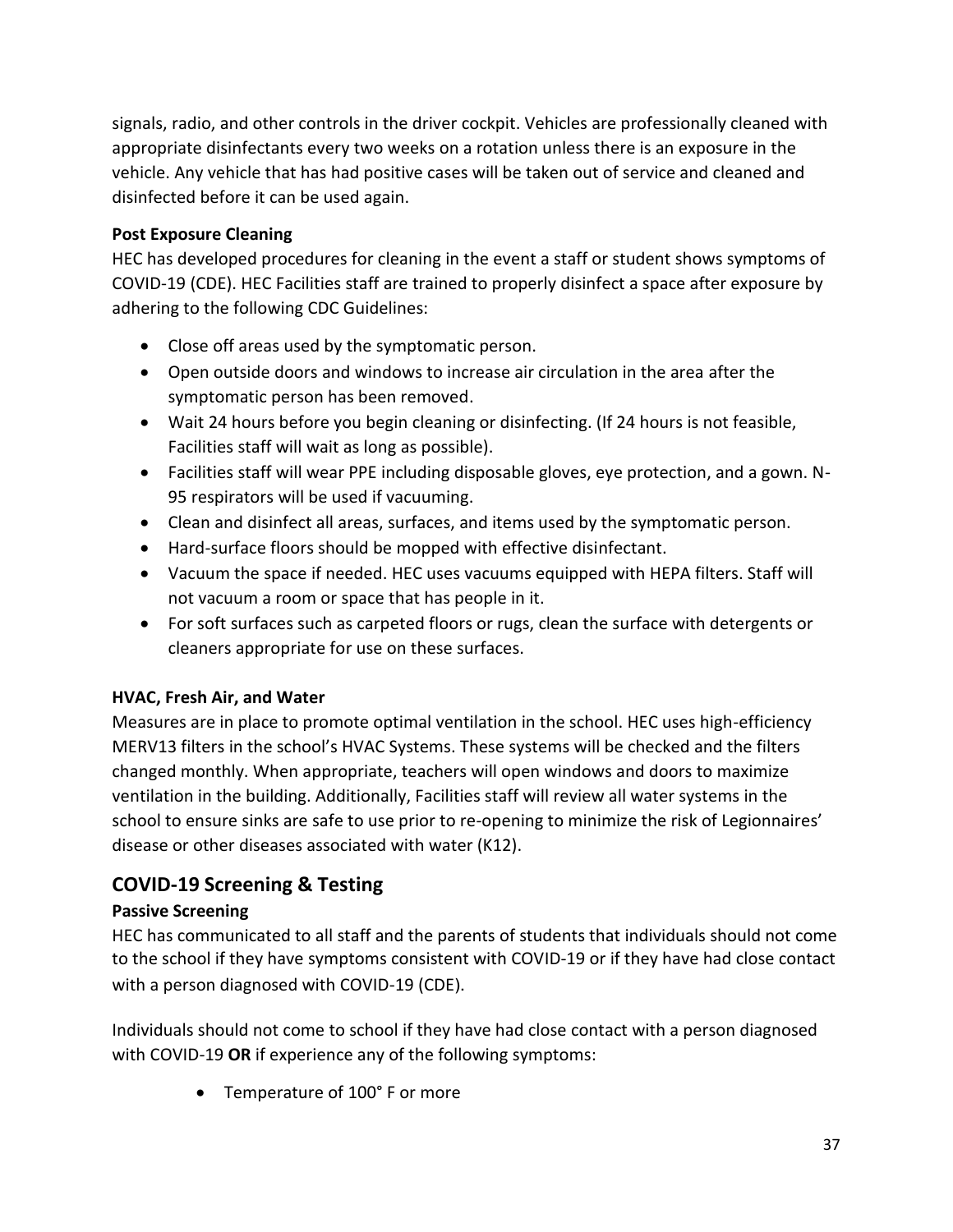signals, radio, and other controls in the driver cockpit. Vehicles are professionally cleaned with appropriate disinfectants every two weeks on a rotation unless there is an exposure in the vehicle. Any vehicle that has had positive cases will be taken out of service and cleaned and disinfected before it can be used again.

### Post Exposure Cleaning

HEC has developed procedures for cleaning in the event a staff or student shows symptoms of COVID-19 (CDE). HEC Facilities staff are trained to properly disinfect a space after exposure by adhering to the following CDC Guidelines:

- Close off areas used by the symptomatic person.
- Open outside doors and windows to increase air circulation in the area after the symptomatic person has been removed.
- Wait 24 hours before you begin cleaning or disinfecting. (If 24 hours is not feasible, Facilities staff will wait as long as possible).
- Facilities staff will wear PPE including disposable gloves, eye protection, and a gown. N-95 respirators will be used if vacuuming.
- Clean and disinfect all areas, surfaces, and items used by the symptomatic person.
- Hard-surface floors should be mopped with effective disinfectant.
- Vacuum the space if needed. HEC uses vacuums equipped with HEPA filters. Staff will not vacuum a room or space that has people in it.
- For soft surfaces such as carpeted floors or rugs, clean the surface with detergents or cleaners appropriate for use on these surfaces.

### HVAC, Fresh Air, and Water

Measures are in place to promote optimal ventilation in the school. HEC uses high-efficiency MERV13 filters in the school's HVAC Systems. These systems will be checked and the filters changed monthly. When appropriate, teachers will open windows and doors to maximize ventilation in the building. Additionally, Facilities staff will review all water systems in the school to ensure sinks are safe to use prior to re-opening to minimize the risk of Legionnaires' disease or other diseases associated with water (K12).

## COVID-19 Screening & Testing

### Passive Screening

HEC has communicated to all staff and the parents of students that individuals should not come to the school if they have symptoms consistent with COVID-19 or if they have had close contact with a person diagnosed with COVID-19 (CDE).

Individuals should not come to school if they have had close contact with a person diagnosed with COVID-19 **OR** if experience any of the following symptoms:

- Temperature of 100° F or more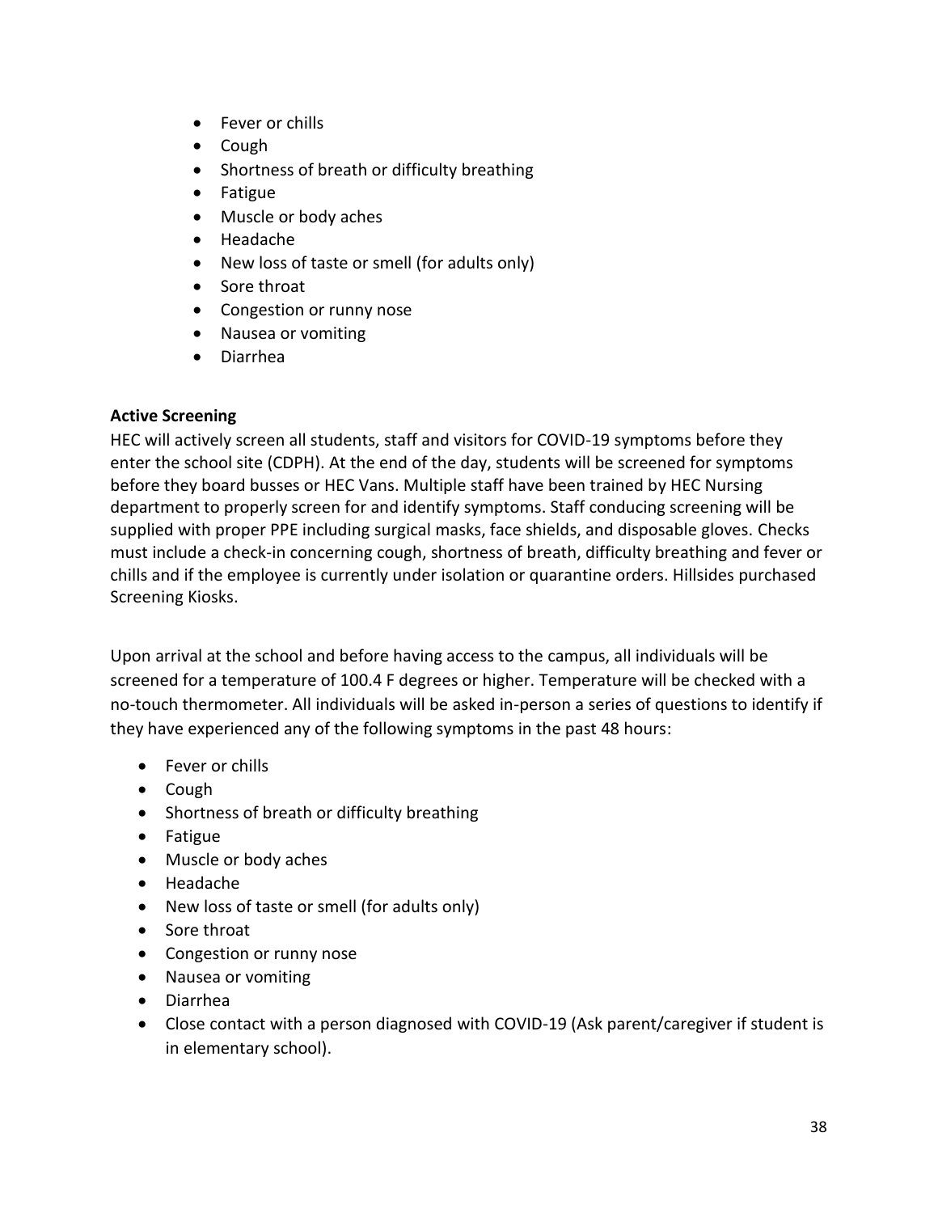- Fever or chills
- Cough
- Shortness of breath or difficulty breathing
- Fatigue
- Muscle or body aches
- Headache
- New loss of taste or smell (for adults only)
- Sore throat
- Congestion or runny nose
- Nausea or vomiting
- Diarrhea

**Active Screening**

HEC will actively screen all students, staff and visitors for COVID-19 symptoms before they enter the school site (CDPH). At the end of the day, students will be screened for symptoms before they board busses or HEC Vans. Multiple staff have been trained by HEC Nursing department to properly screen for and identify symptoms. Staff conducing screening will be supplied with proper PPE including surgical masks, face shields, and disposable gloves. Checks must include a check-in concerning cough, shortness of breath, difficulty breathing and fever or chills and if the employee is currently under isolation or quarantine orders. Hillsides purchased Screening Kiosks.

Upon arrival at the school and before having access to the campus, all individuals will be screened for a temperature of 100.4 F degrees or higher. Temperature will be checked with a no-touch thermometer. All individuals will be asked in-person a series of questions to identify if they have experienced any of the following symptoms in the past 48 hours:

- Fever or chills
- Cough
- Shortness of breath or difficulty breathing
- Fatigue
- Muscle or body aches
- Headache
- New loss of taste or smell (for adults only)
- Sore throat
- Congestion or runny nose
- Nausea or vomiting
- Diarrhea
- Close contact with a person diagnosed with COVID-19 (Ask parent/caregiver if student is in elementary school).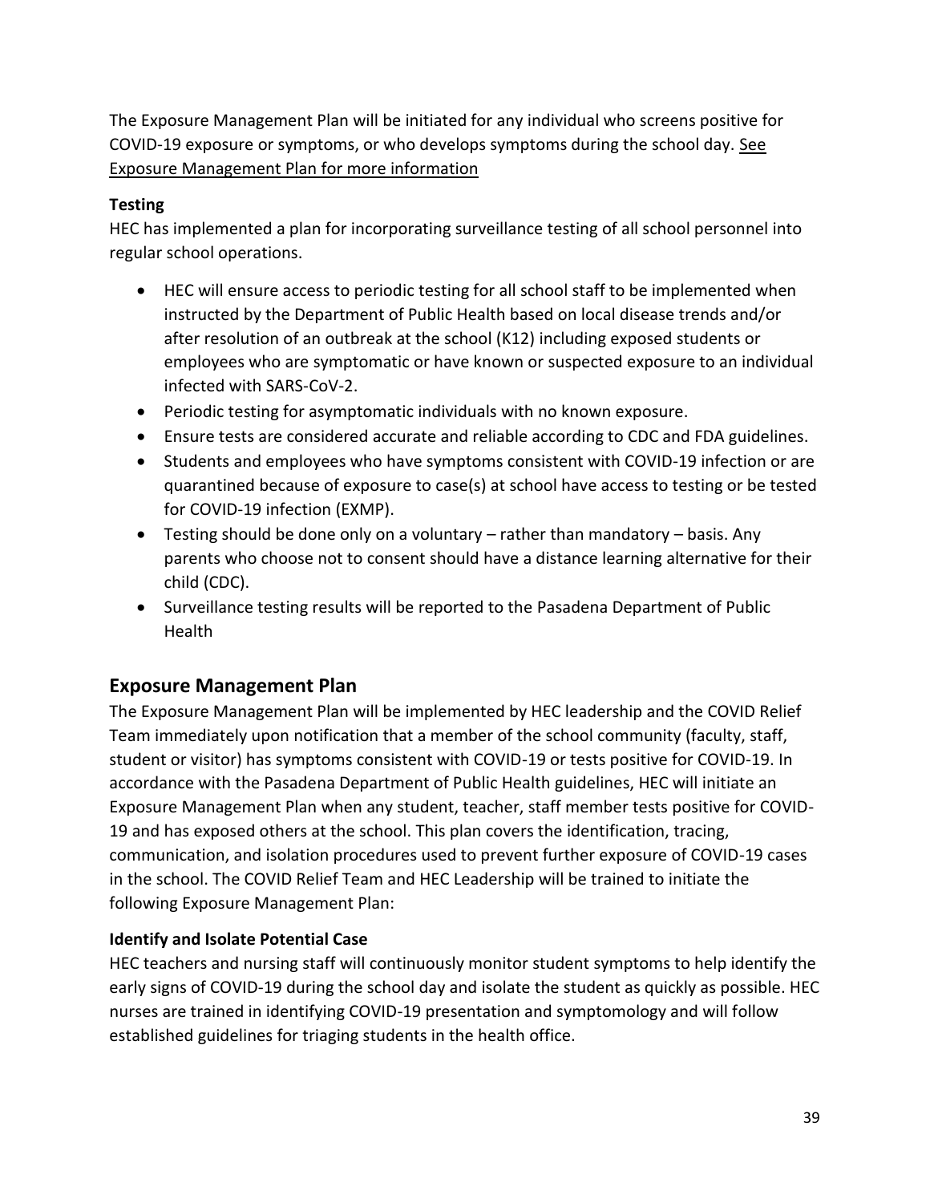The Exposure Management Plan will be initiated for any individual who screens positive for COVID-19 exposure or symptoms, or who develops symptoms during the school day. See Exposure Management Plan for more information

**Testing**

HEC has implemented a plan for incorporating surveillance testing of all school personnel into regular school operations.

- HEC will ensure access to periodic testing for all school staff to be implemented when instructed by the Department of Public Health based on local disease trends and/or after resolution of an outbreak at the school (K12) including exposed students or employees who are symptomatic or have known or suspected exposure to an individual infected with SARS-CoV-2.
- Periodic testing for asymptomatic individuals with no known exposure.
- Ensure tests are considered accurate and reliable according to CDC and FDA guidelines.
- Students and employees who have symptoms consistent with COVID-19 infection or are quarantined because of exposure to case(s) at school have access to testing or be tested for COVID-19 infection (EXMP).
- Testing should be done only on a voluntary – rather than mandatory – basis. Any parents who choose not to consent should have a distance learning alternative for their child (CDC).
- Surveillance testing results will be reported to the Pasadena Department of Public Health

## Exposure Management Plan

The Exposure Management Plan will be implemented by HEC leadership and the COVID Relief Team immediately upon notification that a member of the school community (faculty, staff, student or visitor) has symptoms consistent with COVID-19 or tests positive for COVID-19. In accordance with the Pasadena Department of Public Health guidelines, HEC will initiate an Exposure Management Plan when any student, teacher, staff member tests positive for COVID-19 and has exposed others at the school. This plan covers the identification, tracing, communication, and isolation procedures used to prevent further exposure of COVID-19 cases in the school. The COVID Relief Team and HEC Leadership will be trained to initiate the following Exposure Management Plan:

**Identify and Isolate Potential Case**

HEC teachers and nursing staff will continuously monitor student symptoms to help identify the early signs of COVID-19 during the school day and isolate the student as quickly as possible. HEC nurses are trained in identifying COVID-19 presentation and symptomology and will follow established guidelines for triaging students in the health office.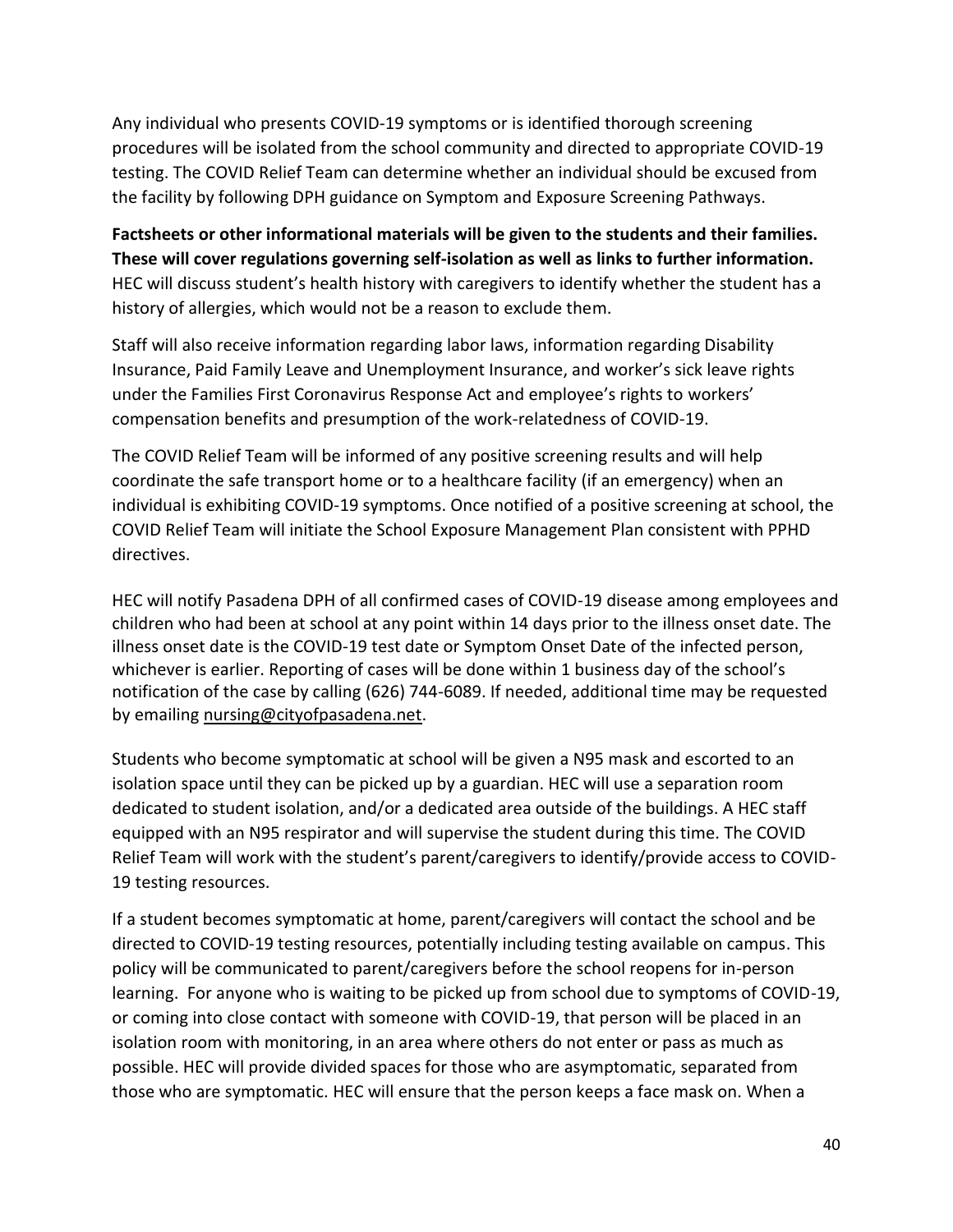Any individual who presents COVID-19 symptoms or is identified thorough screening procedures will be isolated from the school community and directed to appropriate COVID-19 testing. The COVID Relief Team can determine whether an individual should be excused from the facility by following DPH guidance on Symptom and Exposure Screening Pathways.

**Factsheets or other informational materials will be given to the students and their families. These will cover regulations governing self-isolation as well as links to further information.** HEC will discuss student's health history with caregivers to identify whether the student has a history of allergies, which would not be a reason to exclude them.

Staff will also receive information regarding labor laws, information regarding Disability Insurance, Paid Family Leave and Unemployment Insurance, and worker's sick leave rights under the Families First Coronavirus Response Act and employee's rights to workers' compensation benefits and presumption of the work-relatedness of COVID-19.

The COVID Relief Team will be informed of any positive screening results and will help coordinate the safe transport home or to a healthcare facility (if an emergency) when an individual is exhibiting COVID-19 symptoms. Once notified of a positive screening at school, the COVID Relief Team will initiate the School Exposure Management Plan consistent with PPHD directives.

HEC will notify Pasadena DPH of all confirmed cases of COVID-19 disease among employees and children who had been at school at any point within 14 days prior to the illness onset date. The illness onset date is the COVID-19 test date or Symptom Onset Date of the infected person, whichever is earlier. Reporting of cases will be done within 1 business day of the school's notification of the case by calling (626) 744-6089. If needed, additional time may be requested by emailing nursing@cityofpasadena.net.

Students who become symptomatic at school will be given a N95 mask and escorted to an isolation space until they can be picked up by a guardian. HEC will use a separation room dedicated to student isolation, and/or a dedicated area outside of the buildings. A HEC staff equipped with an N95 respirator and will supervise the student during this time. The COVID Relief Team will work with the student's parent/caregivers to identify/provide access to COVID-19 testing resources.

If a student becomes symptomatic at home, parent/caregivers will contact the school and be directed to COVID-19 testing resources, potentially including testing available on campus. This policy will be communicated to parent/caregivers before the school reopens for in-person learning. For anyone who is waiting to be picked up from school due to symptoms of COVID-19, or coming into close contact with someone with COVID-19, that person will be placed in an isolation room with monitoring, in an area where others do not enter or pass as much as possible. HEC will provide divided spaces for those who are asymptomatic, separated from those who are symptomatic. HEC will ensure that the person keeps a face mask on. When a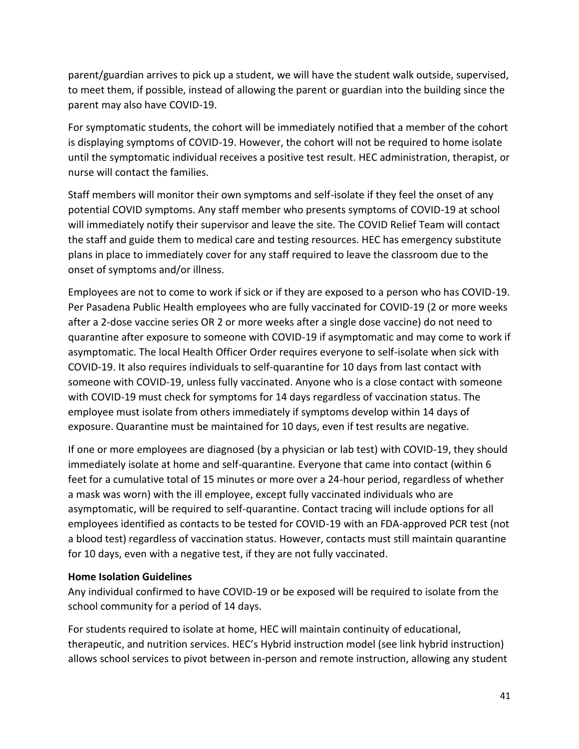parent/guardian arrives to pick up a student, we will have the student walk outside, supervised, to meet them, if possible, instead of allowing the parent or guardian into the building since the parent may also have COVID-19.

For symptomatic students, the cohort will be immediately notified that a member of the cohort is displaying symptoms of COVID-19. However, the cohort will not be required to home isolate until the symptomatic individual receives a positive test result. HEC administration, therapist, or nurse will contact the families.

Staff members will monitor their own symptoms and self-isolate if they feel the onset of any potential COVID symptoms. Any staff member who presents symptoms of COVID-19 at school will immediately notify their supervisor and leave the site. The COVID Relief Team will contact the staff and guide them to medical care and testing resources. HEC has emergency substitute plans in place to immediately cover for any staff required to leave the classroom due to the onset of symptoms and/or illness.

Employees are not to come to work if sick or if they are exposed to a person who has COVID-19. Per Pasadena Public Health employees who are fully vaccinated for COVID-19 (2 or more weeks after a 2-dose vaccine series OR 2 or more weeks after a single dose vaccine) do not need to quarantine after exposure to someone with COVID-19 if asymptomatic and may come to work if asymptomatic. The local Health Officer Order requires everyone to self-isolate when sick with COVID-19. It also requires individuals to self-quarantine for 10 days from last contact with someone with COVID-19, unless fully vaccinated. Anyone who is a close contact with someone with COVID-19 must check for symptoms for 14 days regardless of vaccination status. The employee must isolate from others immediately if symptoms develop within 14 days of exposure. Quarantine must be maintained for 10 days, even if test results are negative.

If one or more employees are diagnosed (by a physician or lab test) with COVID-19, they should immediately isolate at home and self-quarantine. Everyone that came into contact (within 6 feet for a cumulative total of 15 minutes or more over a 24-hour period, regardless of whether a mask was worn) with the ill employee, except fully vaccinated individuals who are asymptomatic, will be required to self-quarantine. Contact tracing will include options for all employees identified as contacts to be tested for COVID-19 with an FDA-approved PCR test (not a blood test) regardless of vaccination status. However, contacts must still maintain quarantine for 10 days, even with a negative test, if they are not fully vaccinated.

**Home Isolation Guidelines**

Any individual confirmed to have COVID-19 or be exposed will be required to isolate from the school community for a period of 14 days.

For students required to isolate at home, HEC will maintain continuity of educational, therapeutic, and nutrition services. HEC's Hybrid instruction model (see link hybrid instruction) allows school services to pivot between in-person and remote instruction, allowing any student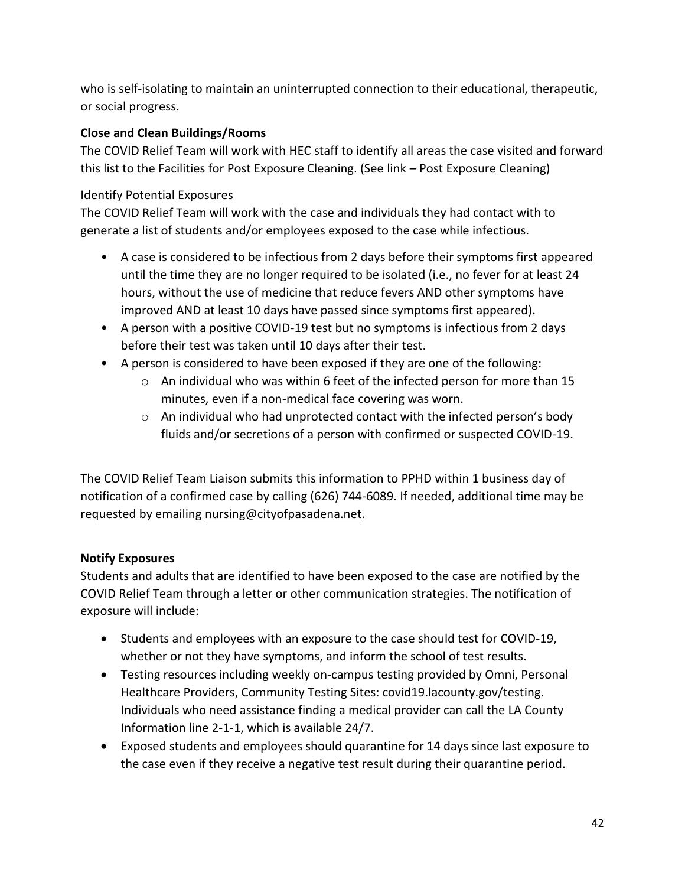who is self-isolating to maintain an uninterrupted connection to their educational, therapeutic, or social progress.

**Close and Clean Buildings/Rooms**

The COVID Relief Team will work with HEC staff to identify all areas the case visited and forward this list to the Facilities for Post Exposure Cleaning. (See link – Post Exposure Cleaning)

Identify Potential Exposures

The COVID Relief Team will work with the case and individuals they had contact with to generate a list of students and/or employees exposed to the case while infectious.

- A case is considered to be infectious from 2 days before their symptoms first appeared until the time they are no longer required to be isolated (i.e., no fever for at least 24 hours, without the use of medicine that reduce fevers AND other symptoms have improved AND at least 10 days have passed since symptoms first appeared).
- A person with a positive COVID-19 test but no symptoms is infectious from 2 days before their test was taken until 10 days after their test.
- A person is considered to have been exposed if they are one of the following:
  - An individual who was within 6 feet of the infected person for more than 15 minutes, even if a non-medical face covering was worn.
  - An individual who had unprotected contact with the infected person's body fluids and/or secretions of a person with confirmed or suspected COVID-19.

The COVID Relief Team Liaison submits this information to PPHD within 1 business day of notification of a confirmed case by calling (626) 744-6089. If needed, additional time may be requested by emailing nursing@cityofpasadena.net.

**Notify Exposures**

Students and adults that are identified to have been exposed to the case are notified by the COVID Relief Team through a letter or other communication strategies. The notification of exposure will include:

- Students and employees with an exposure to the case should test for COVID-19, whether or not they have symptoms, and inform the school of test results.
- Testing resources including weekly on-campus testing provided by Omni, Personal Healthcare Providers, Community Testing Sites: covid19.lacounty.gov/testing. Individuals who need assistance finding a medical provider can call the LA County Information line 2-1-1, which is available 24/7.
- Exposed students and employees should quarantine for 14 days since last exposure to the case even if they receive a negative test result during their quarantine period.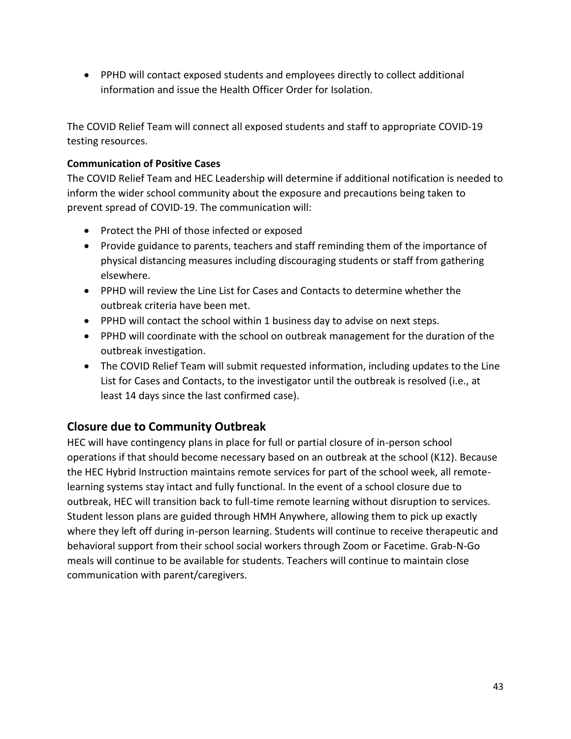- PPHD will contact exposed students and employees directly to collect additional information and issue the Health Officer Order for Isolation.

The COVID Relief Team will connect all exposed students and staff to appropriate COVID-19 testing resources.

**Communication of Positive Cases**

The COVID Relief Team and HEC Leadership will determine if additional notification is needed to inform the wider school community about the exposure and precautions being taken to prevent spread of COVID-19. The communication will:

- Protect the PHI of those infected or exposed
- Provide guidance to parents, teachers and staff reminding them of the importance of physical distancing measures including discouraging students or staff from gathering elsewhere.
- PPHD will review the Line List for Cases and Contacts to determine whether the outbreak criteria have been met.
- PPHD will contact the school within 1 business day to advise on next steps.
- PPHD will coordinate with the school on outbreak management for the duration of the outbreak investigation.
- The COVID Relief Team will submit requested information, including updates to the Line List for Cases and Contacts, to the investigator until the outbreak is resolved (i.e., at least 14 days since the last confirmed case).

## Closure due to Community Outbreak

HEC will have contingency plans in place for full or partial closure of in-person school operations if that should become necessary based on an outbreak at the school (K12). Because the HEC Hybrid Instruction maintains remote services for part of the school week, all remote-learning systems stay intact and fully functional. In the event of a school closure due to outbreak, HEC will transition back to full-time remote learning without disruption to services. Student lesson plans are guided through HMH Anywhere, allowing them to pick up exactly where they left off during in-person learning. Students will continue to receive therapeutic and behavioral support from their school social workers through Zoom or Facetime. Grab-N-Go meals will continue to be available for students. Teachers will continue to maintain close communication with parent/caregivers.